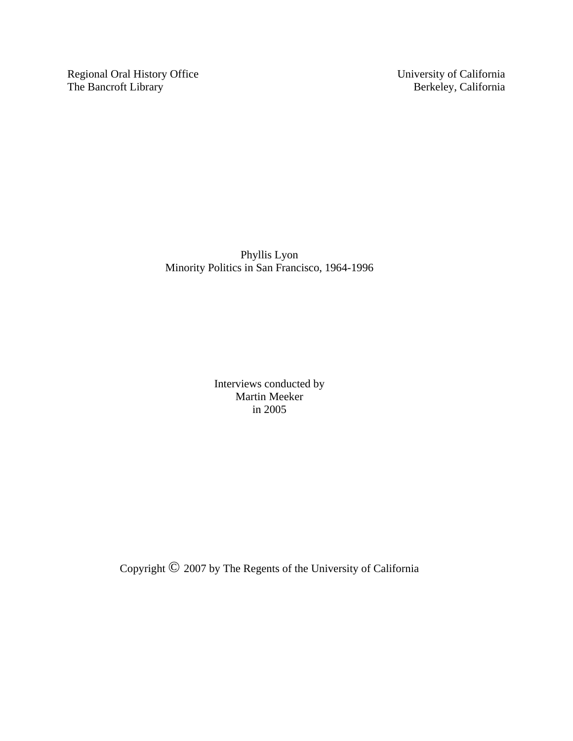Regional Oral History Office
The Bancroft Library

University of California
Berkeley, California

# Phyllis Lyon

## Minority Politics in San Francisco, 1964-1996

Interviews conducted by
Martin Meeker
in 2005

Copyright © 2007 by The Regents of the University of California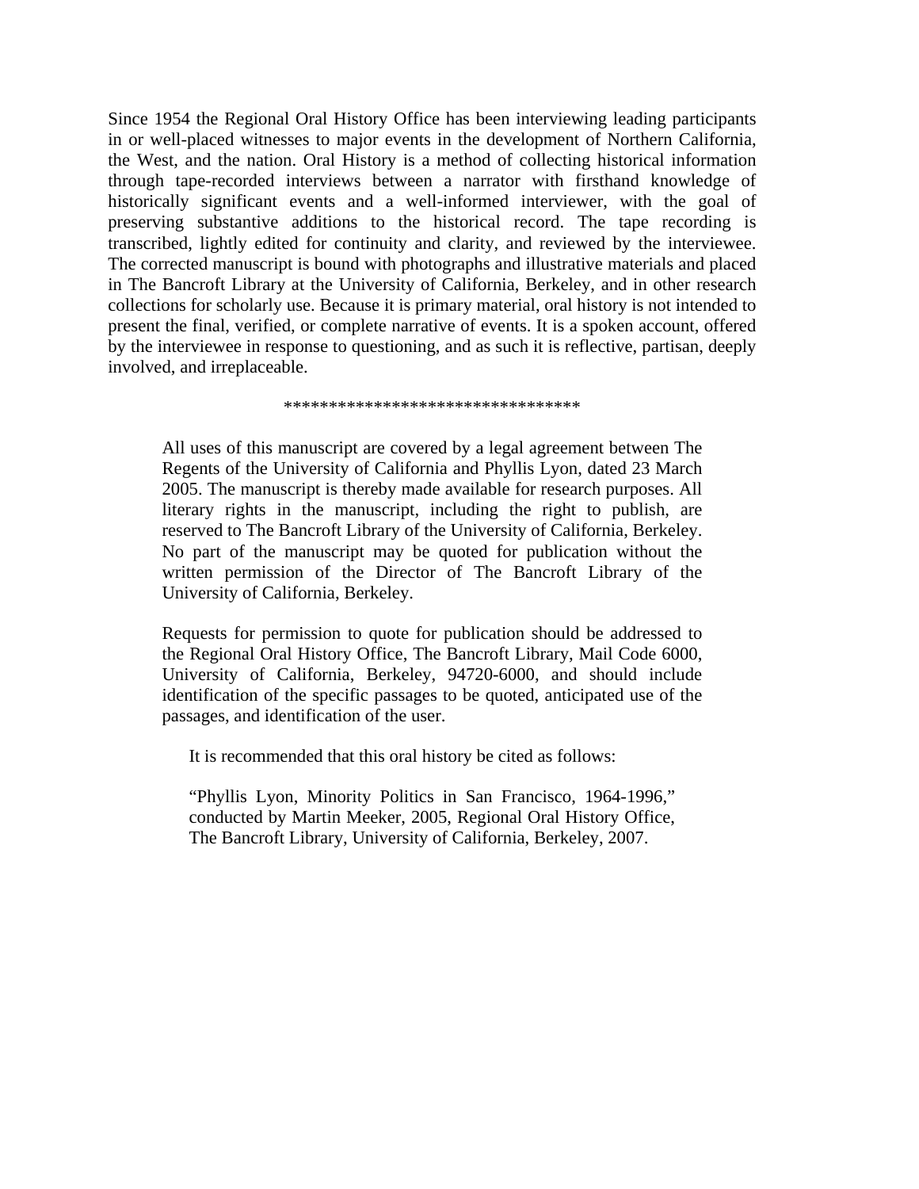Since 1954 the Regional Oral History Office has been interviewing leading participants in or well-placed witnesses to major events in the development of Northern California, the West, and the nation. Oral History is a method of collecting historical information through tape-recorded interviews between a narrator with firsthand knowledge of historically significant events and a well-informed interviewer, with the goal of preserving substantive additions to the historical record. The tape recording is transcribed, lightly edited for continuity and clarity, and reviewed by the interviewee. The corrected manuscript is bound with photographs and illustrative materials and placed in The Bancroft Library at the University of California, Berkeley, and in other research collections for scholarly use. Because it is primary material, oral history is not intended to present the final, verified, or complete narrative of events. It is a spoken account, offered by the interviewee in response to questioning, and as such it is reflective, partisan, deeply involved, and irreplaceable.

*********************************

All uses of this manuscript are covered by a legal agreement between The Regents of the University of California and Phyllis Lyon, dated 23 March 2005. The manuscript is thereby made available for research purposes. All literary rights in the manuscript, including the right to publish, are reserved to The Bancroft Library of the University of California, Berkeley. No part of the manuscript may be quoted for publication without the written permission of the Director of The Bancroft Library of the University of California, Berkeley.

Requests for permission to quote for publication should be addressed to the Regional Oral History Office, The Bancroft Library, Mail Code 6000, University of California, Berkeley, 94720-6000, and should include identification of the specific passages to be quoted, anticipated use of the passages, and identification of the user.

It is recommended that this oral history be cited as follows:

"Phyllis Lyon, Minority Politics in San Francisco, 1964-1996," conducted by Martin Meeker, 2005, Regional Oral History Office, The Bancroft Library, University of California, Berkeley, 2007.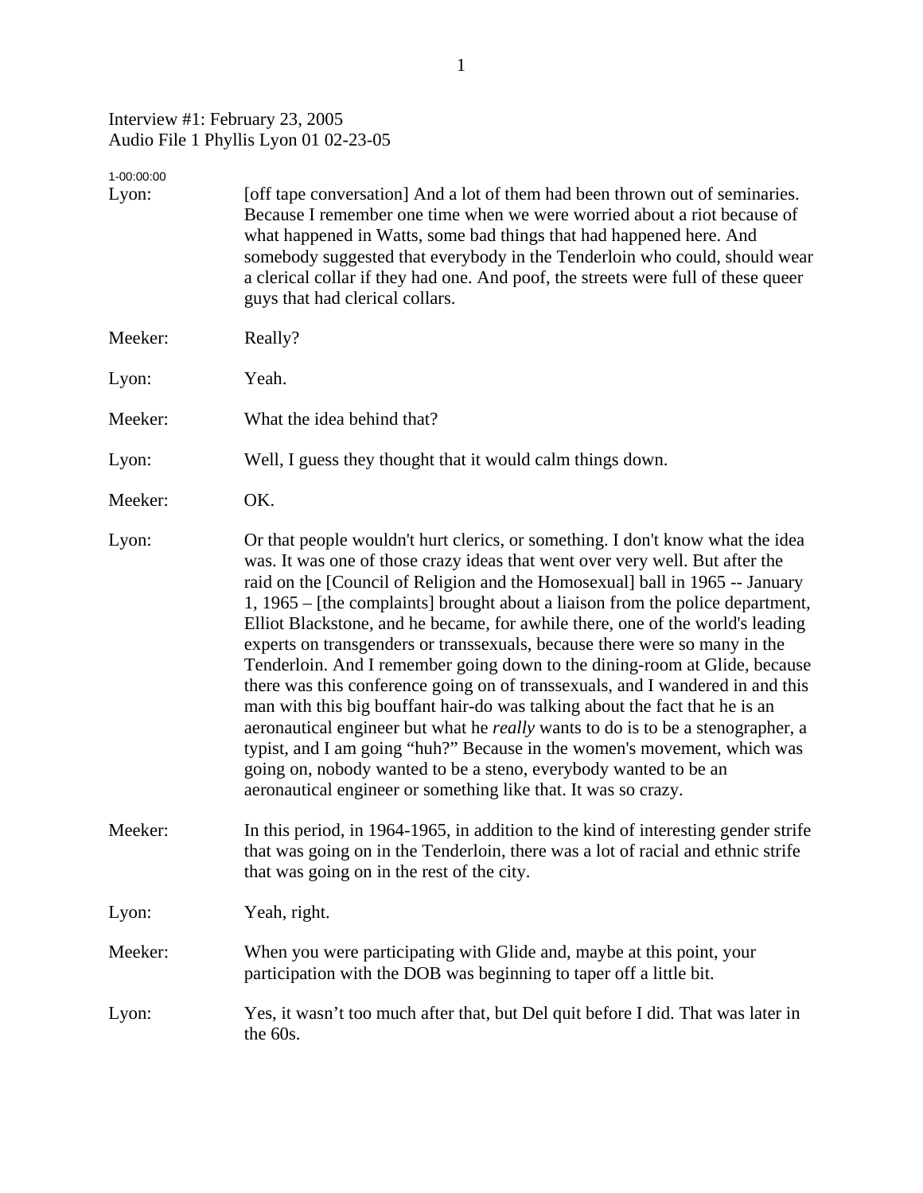Interview #1: February 23, 2005
Audio File 1 Phyllis Lyon 01 02-23-05

1-00:00:00

Lyon: [off tape conversation] And a lot of them had been thrown out of seminaries. Because I remember one time when we were worried about a riot because of what happened in Watts, some bad things that had happened here. And somebody suggested that everybody in the Tenderloin who could, should wear a clerical collar if they had one. And poof, the streets were full of these queer guys that had clerical collars.

Meeker: Really?

Lyon: Yeah.

Meeker: What the idea behind that?

Lyon: Well, I guess they thought that it would calm things down.

Meeker: OK.

Lyon: Or that people wouldn't hurt clerics, or something. I don't know what the idea was. It was one of those crazy ideas that went over very well. But after the raid on the [Council of Religion and the Homosexual] ball in 1965 -- January 1, 1965 – [the complaints] brought about a liaison from the police department, Elliot Blackstone, and he became, for awhile there, one of the world's leading experts on transgenders or transsexuals, because there were so many in the Tenderloin. And I remember going down to the dining-room at Glide, because there was this conference going on of transsexuals, and I wandered in and this man with this big bouffant hair-do was talking about the fact that he is an aeronautical engineer but what he *really* wants to do is to be a stenographer, a typist, and I am going "huh?" Because in the women's movement, which was going on, nobody wanted to be a steno, everybody wanted to be an aeronautical engineer or something like that. It was so crazy.

Meeker: In this period, in 1964-1965, in addition to the kind of interesting gender strife that was going on in the Tenderloin, there was a lot of racial and ethnic strife that was going on in the rest of the city.

Lyon: Yeah, right.

Meeker: When you were participating with Glide and, maybe at this point, your participation with the DOB was beginning to taper off a little bit.

Lyon: Yes, it wasn't too much after that, but Del quit before I did. That was later in the 60s.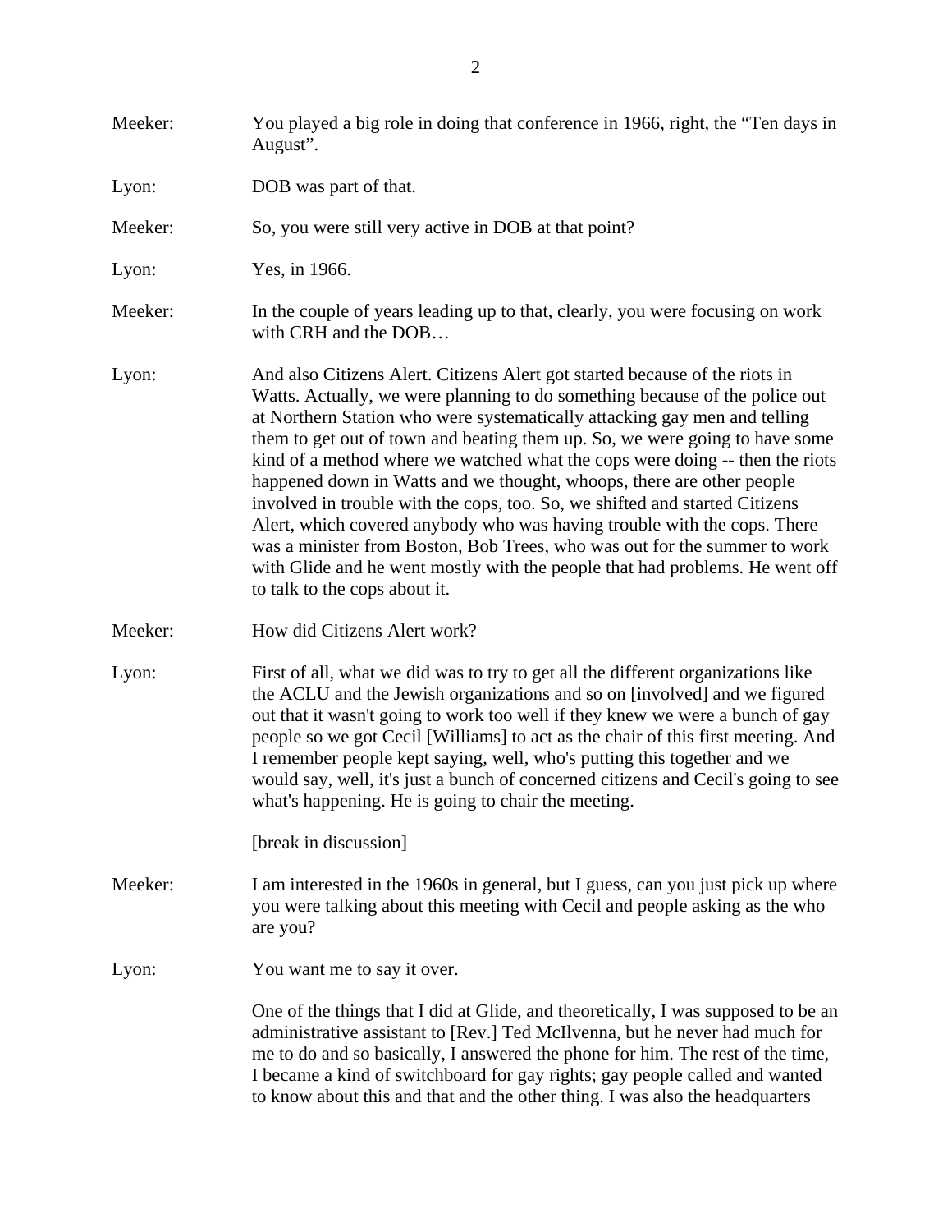Meeker: You played a big role in doing that conference in 1966, right, the "Ten days in August".

Lyon: DOB was part of that.

Meeker: So, you were still very active in DOB at that point?

Lyon: Yes, in 1966.

Meeker: In the couple of years leading up to that, clearly, you were focusing on work with CRH and the DOB…

Lyon: And also Citizens Alert. Citizens Alert got started because of the riots in Watts. Actually, we were planning to do something because of the police out at Northern Station who were systematically attacking gay men and telling them to get out of town and beating them up. So, we were going to have some kind of a method where we watched what the cops were doing -- then the riots happened down in Watts and we thought, whoops, there are other people involved in trouble with the cops, too. So, we shifted and started Citizens Alert, which covered anybody who was having trouble with the cops. There was a minister from Boston, Bob Trees, who was out for the summer to work with Glide and he went mostly with the people that had problems. He went off to talk to the cops about it.

Meeker: How did Citizens Alert work?

Lyon: First of all, what we did was to try to get all the different organizations like the ACLU and the Jewish organizations and so on [involved] and we figured out that it wasn't going to work too well if they knew we were a bunch of gay people so we got Cecil [Williams] to act as the chair of this first meeting. And I remember people kept saying, well, who's putting this together and we would say, well, it's just a bunch of concerned citizens and Cecil's going to see what's happening. He is going to chair the meeting.

[break in discussion]

Meeker: I am interested in the 1960s in general, but I guess, can you just pick up where you were talking about this meeting with Cecil and people asking as the who are you?

Lyon: You want me to say it over.

One of the things that I did at Glide, and theoretically, I was supposed to be an administrative assistant to [Rev.] Ted McIlvenna, but he never had much for me to do and so basically, I answered the phone for him. The rest of the time, I became a kind of switchboard for gay rights; gay people called and wanted to know about this and that and the other thing. I was also the headquarters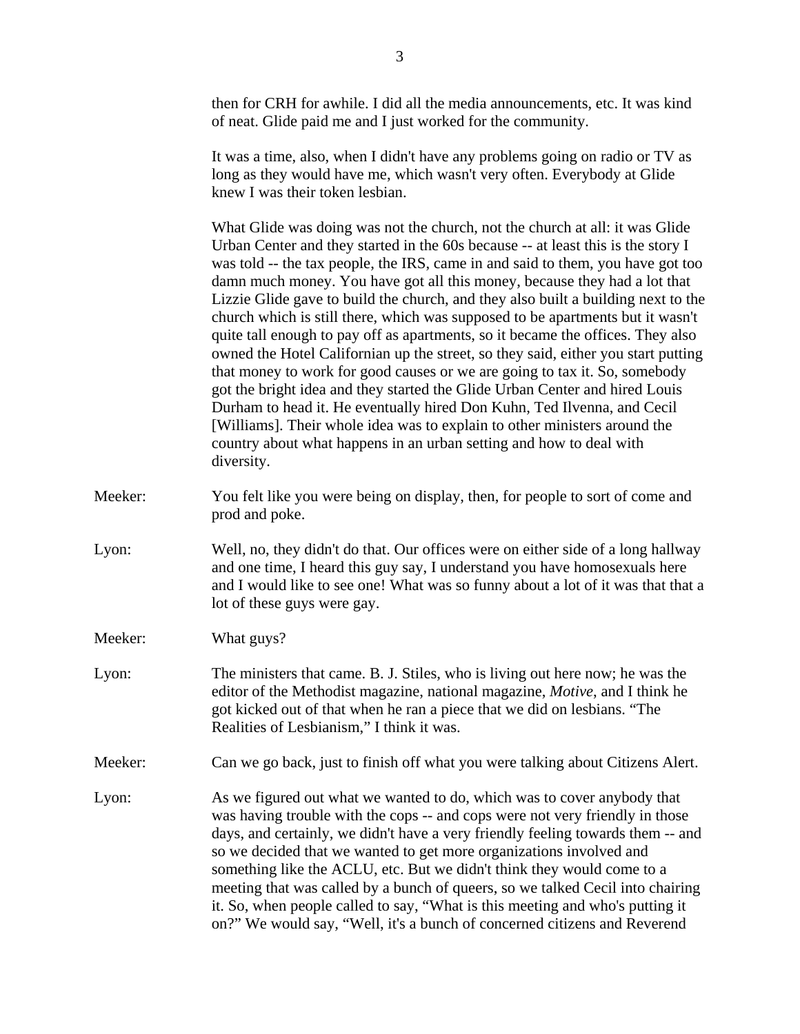then for CRH for awhile. I did all the media announcements, etc. It was kind of neat. Glide paid me and I just worked for the community.

It was a time, also, when I didn't have any problems going on radio or TV as long as they would have me, which wasn't very often. Everybody at Glide knew I was their token lesbian.

What Glide was doing was not the church, not the church at all: it was Glide Urban Center and they started in the 60s because -- at least this is the story I was told -- the tax people, the IRS, came in and said to them, you have got too damn much money. You have got all this money, because they had a lot that Lizzie Glide gave to build the church, and they also built a building next to the church which is still there, which was supposed to be apartments but it wasn't quite tall enough to pay off as apartments, so it became the offices. They also owned the Hotel Californian up the street, so they said, either you start putting that money to work for good causes or we are going to tax it. So, somebody got the bright idea and they started the Glide Urban Center and hired Louis Durham to head it. He eventually hired Don Kuhn, Ted Ilvenna, and Cecil [Williams]. Their whole idea was to explain to other ministers around the country about what happens in an urban setting and how to deal with diversity.

Meeker: You felt like you were being on display, then, for people to sort of come and prod and poke.

Lyon: Well, no, they didn't do that. Our offices were on either side of a long hallway and one time, I heard this guy say, I understand you have homosexuals here and I would like to see one! What was so funny about a lot of it was that that a lot of these guys were gay.

Meeker: What guys?

Lyon: The ministers that came. B. J. Stiles, who is living out here now; he was the editor of the Methodist magazine, national magazine, *Motive*, and I think he got kicked out of that when he ran a piece that we did on lesbians. “The Realities of Lesbianism,” I think it was.

Meeker: Can we go back, just to finish off what you were talking about Citizens Alert.

Lyon: As we figured out what we wanted to do, which was to cover anybody that was having trouble with the cops -- and cops were not very friendly in those days, and certainly, we didn't have a very friendly feeling towards them -- and so we decided that we wanted to get more organizations involved and something like the ACLU, etc. But we didn't think they would come to a meeting that was called by a bunch of queers, so we talked Cecil into chairing it. So, when people called to say, “What is this meeting and who's putting it on?” We would say, “Well, it's a bunch of concerned citizens and Reverend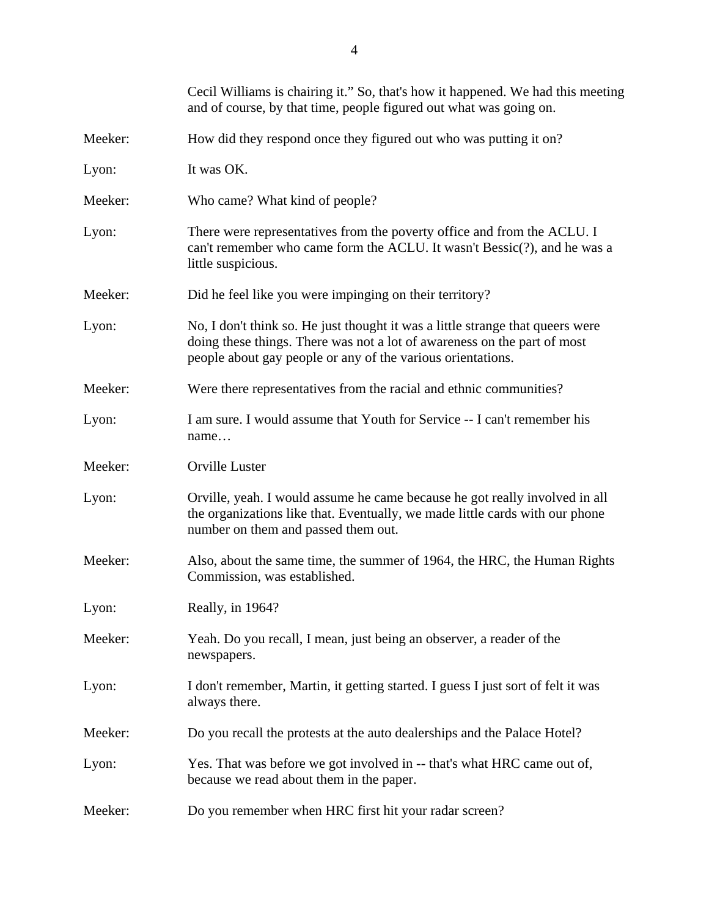Cecil Williams is chairing it." So, that's how it happened. We had this meeting and of course, by that time, people figured out what was going on.

Meeker: How did they respond once they figured out who was putting it on?

Lyon: It was OK.

Meeker: Who came? What kind of people?

Lyon: There were representatives from the poverty office and from the ACLU. I can't remember who came form the ACLU. It wasn't Bessic(?), and he was a little suspicious.

Meeker: Did he feel like you were impinging on their territory?

Lyon: No, I don't think so. He just thought it was a little strange that queers were doing these things. There was not a lot of awareness on the part of most people about gay people or any of the various orientations.

Meeker: Were there representatives from the racial and ethnic communities?

Lyon: I am sure. I would assume that Youth for Service -- I can't remember his name…

Meeker: Orville Luster

Lyon: Orville, yeah. I would assume he came because he got really involved in all the organizations like that. Eventually, we made little cards with our phone number on them and passed them out.

Meeker: Also, about the same time, the summer of 1964, the HRC, the Human Rights Commission, was established.

Lyon: Really, in 1964?

Meeker: Yeah. Do you recall, I mean, just being an observer, a reader of the newspapers.

Lyon: I don't remember, Martin, it getting started. I guess I just sort of felt it was always there.

Meeker: Do you recall the protests at the auto dealerships and the Palace Hotel?

Lyon: Yes. That was before we got involved in -- that's what HRC came out of, because we read about them in the paper.

Meeker: Do you remember when HRC first hit your radar screen?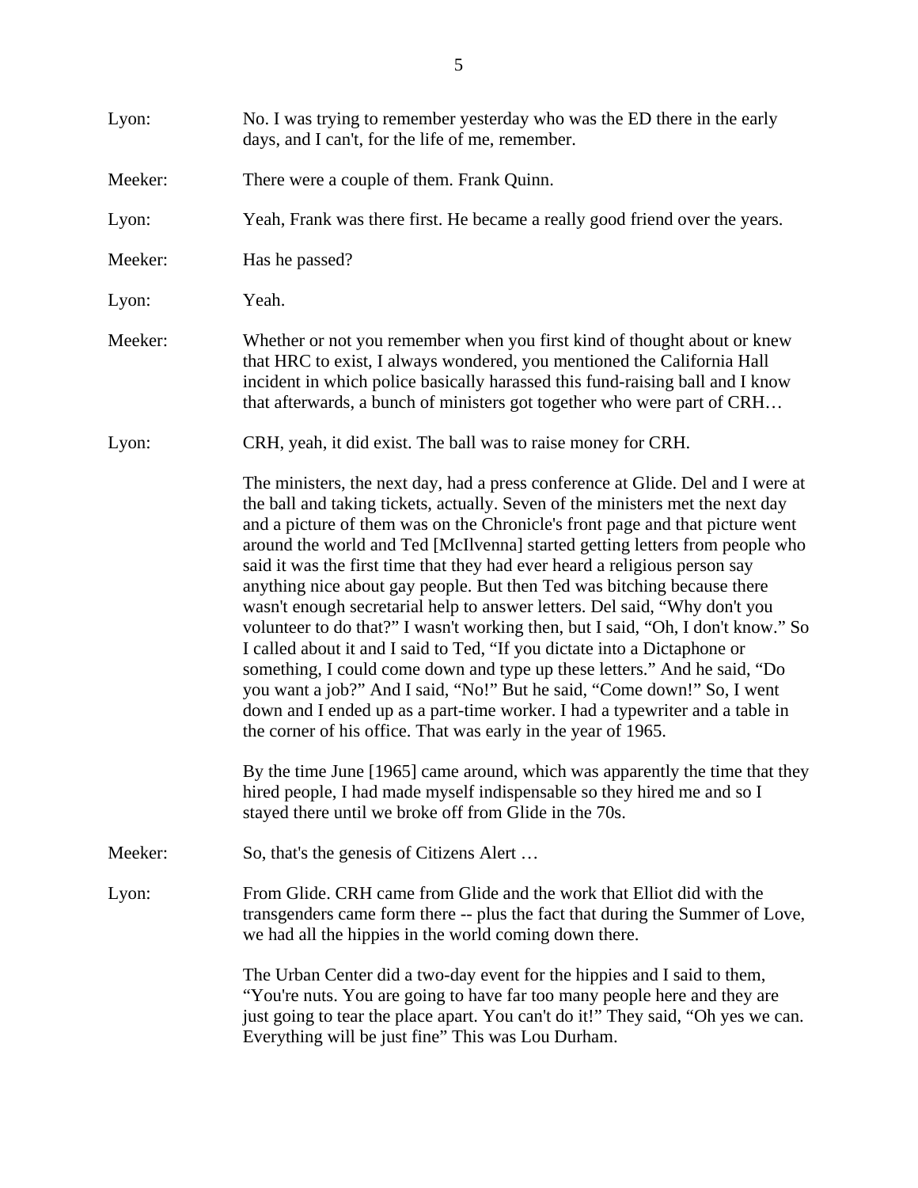Lyon: No. I was trying to remember yesterday who was the ED there in the early days, and I can't, for the life of me, remember.

Meeker: There were a couple of them. Frank Quinn.

Lyon: Yeah, Frank was there first. He became a really good friend over the years.

Meeker: Has he passed?

Lyon: Yeah.

Meeker: Whether or not you remember when you first kind of thought about or knew that HRC to exist, I always wondered, you mentioned the California Hall incident in which police basically harassed this fund-raising ball and I know that afterwards, a bunch of ministers got together who were part of CRH…

Lyon: CRH, yeah, it did exist. The ball was to raise money for CRH.

The ministers, the next day, had a press conference at Glide. Del and I were at the ball and taking tickets, actually. Seven of the ministers met the next day and a picture of them was on the Chronicle's front page and that picture went around the world and Ted [McIlvenna] started getting letters from people who said it was the first time that they had ever heard a religious person say anything nice about gay people. But then Ted was bitching because there wasn't enough secretarial help to answer letters. Del said, "Why don't you volunteer to do that?" I wasn't working then, but I said, "Oh, I don't know." So I called about it and I said to Ted, "If you dictate into a Dictaphone or something, I could come down and type up these letters." And he said, "Do you want a job?" And I said, "No!" But he said, "Come down!" So, I went down and I ended up as a part-time worker. I had a typewriter and a table in the corner of his office. That was early in the year of 1965.

By the time June [1965] came around, which was apparently the time that they hired people, I had made myself indispensable so they hired me and so I stayed there until we broke off from Glide in the 70s.

Meeker: So, that's the genesis of Citizens Alert …

Lyon: From Glide. CRH came from Glide and the work that Elliot did with the transgenders came form there -- plus the fact that during the Summer of Love, we had all the hippies in the world coming down there.

The Urban Center did a two-day event for the hippies and I said to them, "You're nuts. You are going to have far too many people here and they are just going to tear the place apart. You can't do it!" They said, "Oh yes we can. Everything will be just fine" This was Lou Durham.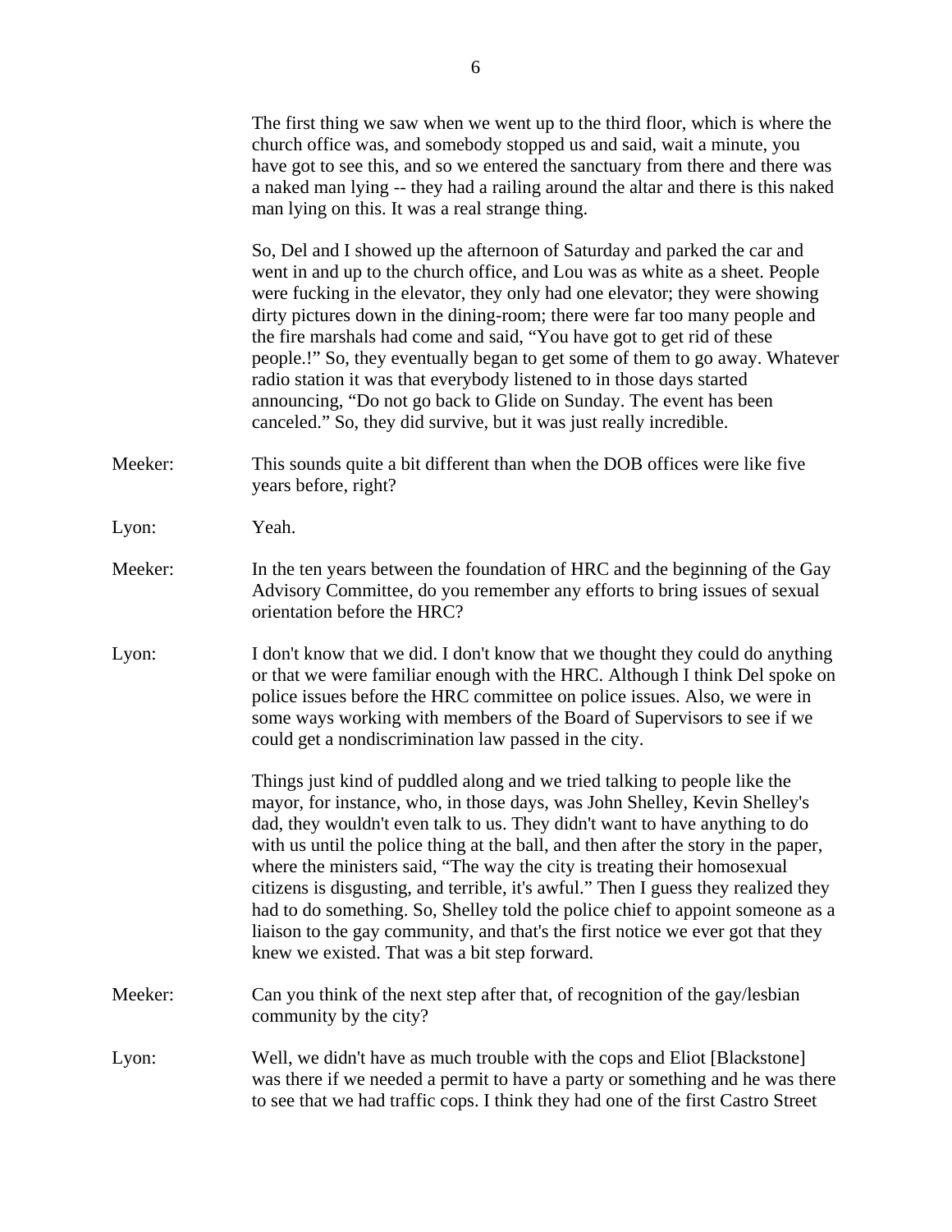The first thing we saw when we went up to the third floor, which is where the church office was, and somebody stopped us and said, wait a minute, you have got to see this, and so we entered the sanctuary from there and there was a naked man lying -- they had a railing around the altar and there is this naked man lying on this. It was a real strange thing.

So, Del and I showed up the afternoon of Saturday and parked the car and went in and up to the church office, and Lou was as white as a sheet. People were fucking in the elevator, they only had one elevator; they were showing dirty pictures down in the dining-room; there were far too many people and the fire marshals had come and said, "You have got to get rid of these people.!" So, they eventually began to get some of them to go away. Whatever radio station it was that everybody listened to in those days started announcing, "Do not go back to Glide on Sunday. The event has been canceled." So, they did survive, but it was just really incredible.

Meeker: This sounds quite a bit different than when the DOB offices were like five years before, right?

Lyon: Yeah.

Meeker: In the ten years between the foundation of HRC and the beginning of the Gay Advisory Committee, do you remember any efforts to bring issues of sexual orientation before the HRC?

Lyon: I don't know that we did. I don't know that we thought they could do anything or that we were familiar enough with the HRC. Although I think Del spoke on police issues before the HRC committee on police issues. Also, we were in some ways working with members of the Board of Supervisors to see if we could get a nondiscrimination law passed in the city.

Things just kind of puddled along and we tried talking to people like the mayor, for instance, who, in those days, was John Shelley, Kevin Shelley's dad, they wouldn't even talk to us. They didn't want to have anything to do with us until the police thing at the ball, and then after the story in the paper, where the ministers said, "The way the city is treating their homosexual citizens is disgusting, and terrible, it's awful." Then I guess they realized they had to do something. So, Shelley told the police chief to appoint someone as a liaison to the gay community, and that's the first notice we ever got that they knew we existed. That was a bit step forward.

Meeker: Can you think of the next step after that, of recognition of the gay/lesbian community by the city?

Lyon: Well, we didn't have as much trouble with the cops and Eliot [Blackstone] was there if we needed a permit to have a party or something and he was there to see that we had traffic cops. I think they had one of the first Castro Street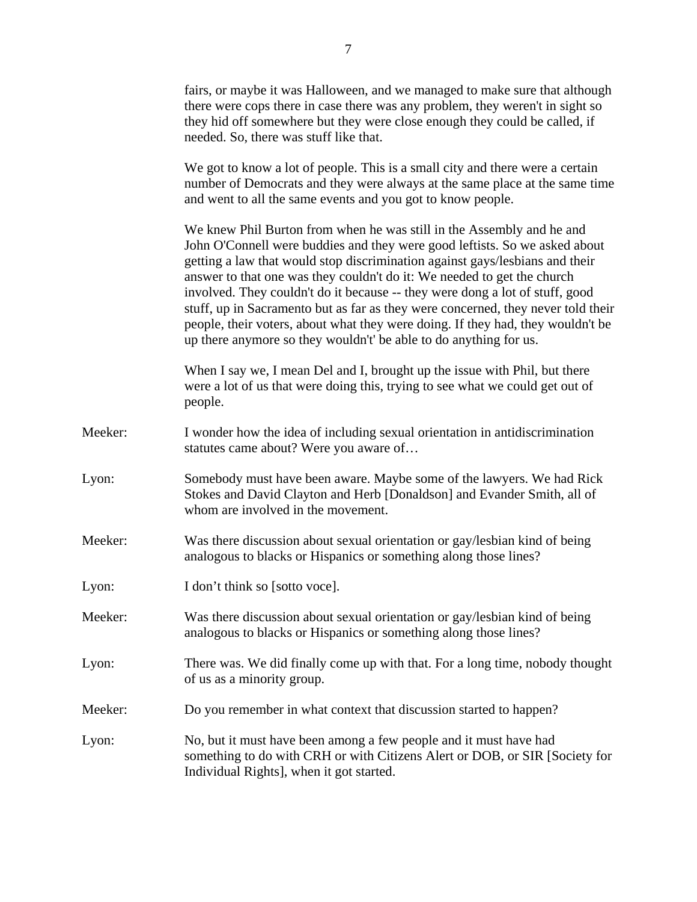fairs, or maybe it was Halloween, and we managed to make sure that although there were cops there in case there was any problem, they weren't in sight so they hid off somewhere but they were close enough they could be called, if needed. So, there was stuff like that.

We got to know a lot of people. This is a small city and there were a certain number of Democrats and they were always at the same place at the same time and went to all the same events and you got to know people.

We knew Phil Burton from when he was still in the Assembly and he and John O'Connell were buddies and they were good leftists. So we asked about getting a law that would stop discrimination against gays/lesbians and their answer to that one was they couldn't do it: We needed to get the church involved. They couldn't do it because -- they were dong a lot of stuff, good stuff, up in Sacramento but as far as they were concerned, they never told their people, their voters, about what they were doing. If they had, they wouldn't be up there anymore so they wouldn't' be able to do anything for us.

When I say we, I mean Del and I, brought up the issue with Phil, but there were a lot of us that were doing this, trying to see what we could get out of people.

Meeker: I wonder how the idea of including sexual orientation in antidiscrimination statutes came about? Were you aware of…

Lyon: Somebody must have been aware. Maybe some of the lawyers. We had Rick Stokes and David Clayton and Herb [Donaldson] and Evander Smith, all of whom are involved in the movement.

Meeker: Was there discussion about sexual orientation or gay/lesbian kind of being analogous to blacks or Hispanics or something along those lines?

Lyon: I don't think so [sotto voce].

Meeker: Was there discussion about sexual orientation or gay/lesbian kind of being analogous to blacks or Hispanics or something along those lines?

Lyon: There was. We did finally come up with that. For a long time, nobody thought of us as a minority group.

Meeker: Do you remember in what context that discussion started to happen?

Lyon: No, but it must have been among a few people and it must have had something to do with CRH or with Citizens Alert or DOB, or SIR [Society for Individual Rights], when it got started.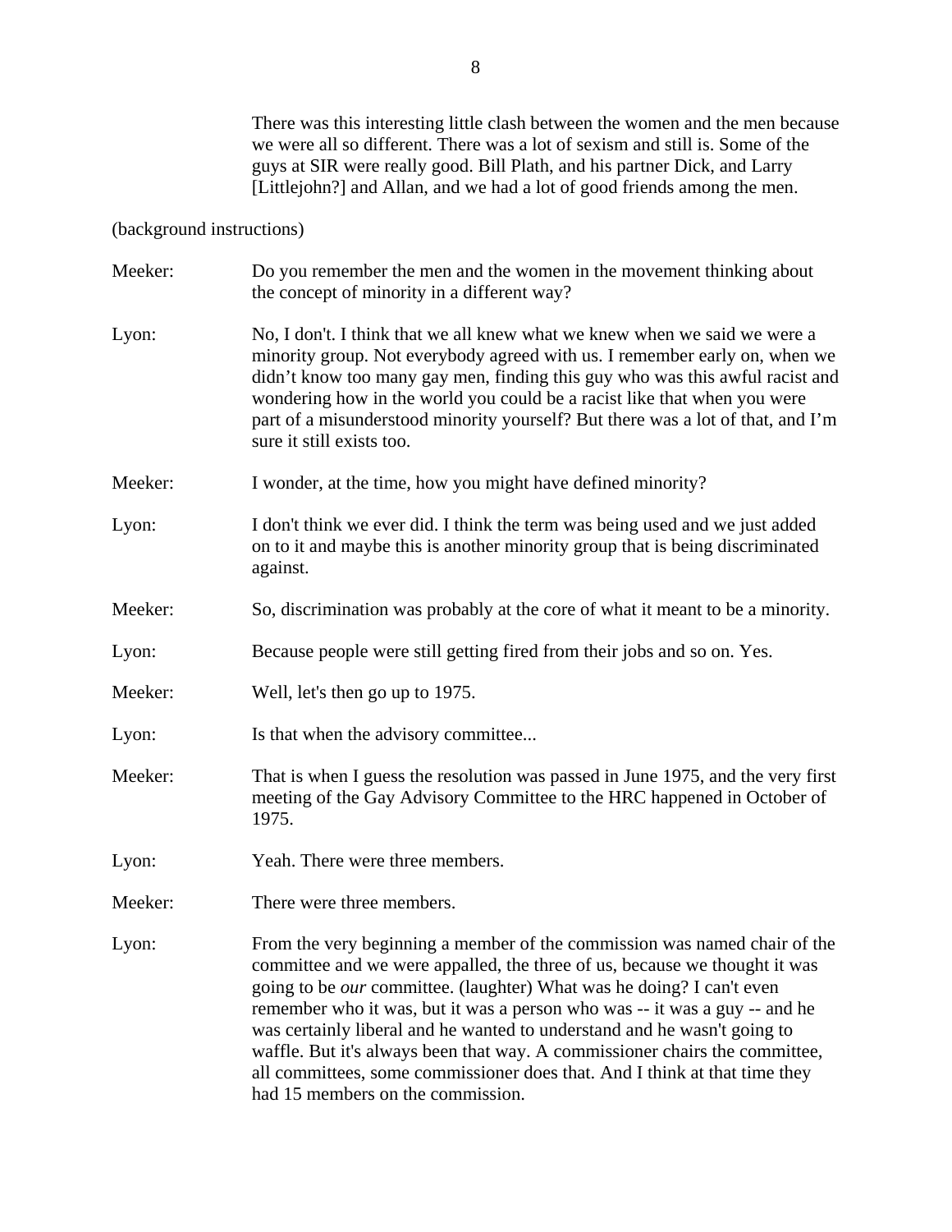There was this interesting little clash between the women and the men because we were all so different. There was a lot of sexism and still is. Some of the guys at SIR were really good. Bill Plath, and his partner Dick, and Larry [Littlejohn?] and Allan, and we had a lot of good friends among the men.

(background instructions)

Meeker: Do you remember the men and the women in the movement thinking about the concept of minority in a different way?

Lyon: No, I don't. I think that we all knew what we knew when we said we were a minority group. Not everybody agreed with us. I remember early on, when we didn't know too many gay men, finding this guy who was this awful racist and wondering how in the world you could be a racist like that when you were part of a misunderstood minority yourself? But there was a lot of that, and I'm sure it still exists too.

Meeker: I wonder, at the time, how you might have defined minority?

Lyon: I don't think we ever did. I think the term was being used and we just added on to it and maybe this is another minority group that is being discriminated against.

Meeker: So, discrimination was probably at the core of what it meant to be a minority.

Lyon: Because people were still getting fired from their jobs and so on. Yes.

Meeker: Well, let's then go up to 1975.

Lyon: Is that when the advisory committee...

Meeker: That is when I guess the resolution was passed in June 1975, and the very first meeting of the Gay Advisory Committee to the HRC happened in October of 1975.

Lyon: Yeah. There were three members.

Meeker: There were three members.

Lyon: From the very beginning a member of the commission was named chair of the committee and we were appalled, the three of us, because we thought it was going to be *our* committee. (laughter) What was he doing? I can't even remember who it was, but it was a person who was -- it was a guy -- and he was certainly liberal and he wanted to understand and he wasn't going to waffle. But it's always been that way. A commissioner chairs the committee, all committees, some commissioner does that. And I think at that time they had 15 members on the commission.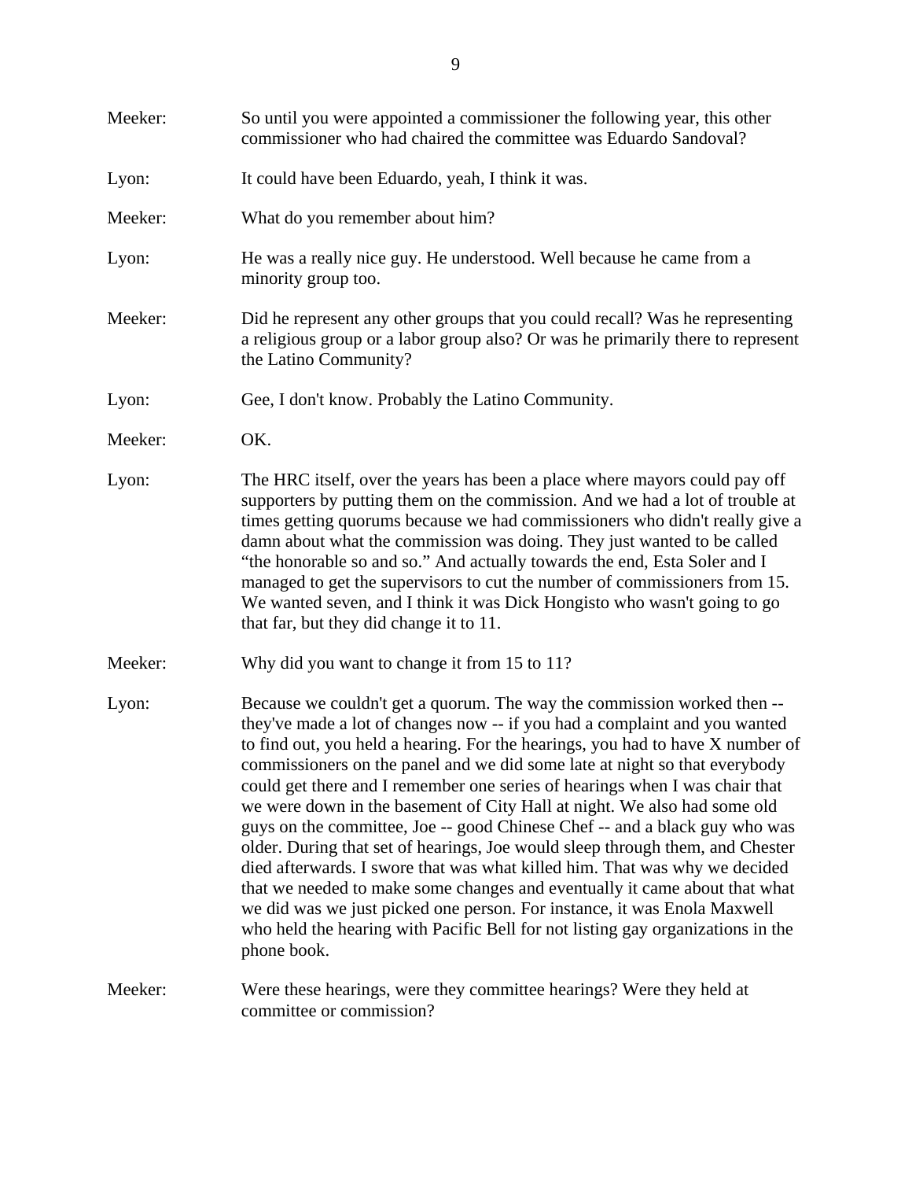Meeker: So until you were appointed a commissioner the following year, this other commissioner who had chaired the committee was Eduardo Sandoval?

Lyon: It could have been Eduardo, yeah, I think it was.

Meeker: What do you remember about him?

Lyon: He was a really nice guy. He understood. Well because he came from a minority group too.

Meeker: Did he represent any other groups that you could recall? Was he representing a religious group or a labor group also? Or was he primarily there to represent the Latino Community?

Lyon: Gee, I don't know. Probably the Latino Community.

Meeker: OK.

Lyon: The HRC itself, over the years has been a place where mayors could pay off supporters by putting them on the commission. And we had a lot of trouble at times getting quorums because we had commissioners who didn't really give a damn about what the commission was doing. They just wanted to be called "the honorable so and so." And actually towards the end, Esta Soler and I managed to get the supervisors to cut the number of commissioners from 15. We wanted seven, and I think it was Dick Hongisto who wasn't going to go that far, but they did change it to 11.

Meeker: Why did you want to change it from 15 to 11?

Lyon: Because we couldn't get a quorum. The way the commission worked then -- they've made a lot of changes now -- if you had a complaint and you wanted to find out, you held a hearing. For the hearings, you had to have X number of commissioners on the panel and we did some late at night so that everybody could get there and I remember one series of hearings when I was chair that we were down in the basement of City Hall at night. We also had some old guys on the committee, Joe -- good Chinese Chef -- and a black guy who was older. During that set of hearings, Joe would sleep through them, and Chester died afterwards. I swore that was what killed him. That was why we decided that we needed to make some changes and eventually it came about that what we did was we just picked one person. For instance, it was Enola Maxwell who held the hearing with Pacific Bell for not listing gay organizations in the phone book.

Meeker: Were these hearings, were they committee hearings? Were they held at committee or commission?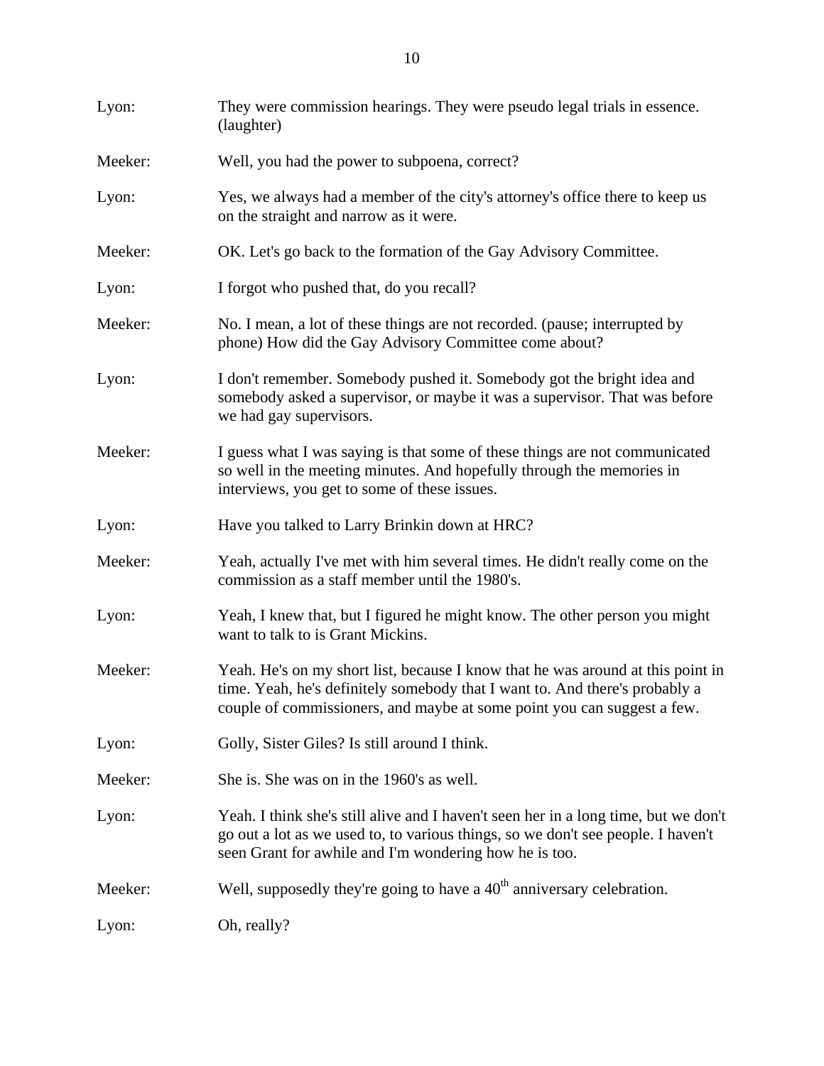Lyon: They were commission hearings. They were pseudo legal trials in essence. (laughter)

Meeker: Well, you had the power to subpoena, correct?

Lyon: Yes, we always had a member of the city's attorney's office there to keep us on the straight and narrow as it were.

Meeker: OK. Let's go back to the formation of the Gay Advisory Committee.

Lyon: I forgot who pushed that, do you recall?

Meeker: No. I mean, a lot of these things are not recorded. (pause; interrupted by phone) How did the Gay Advisory Committee come about?

Lyon: I don't remember. Somebody pushed it. Somebody got the bright idea and somebody asked a supervisor, or maybe it was a supervisor. That was before we had gay supervisors.

Meeker: I guess what I was saying is that some of these things are not communicated so well in the meeting minutes. And hopefully through the memories in interviews, you get to some of these issues.

Lyon: Have you talked to Larry Brinkin down at HRC?

Meeker: Yeah, actually I've met with him several times. He didn't really come on the commission as a staff member until the 1980's.

Lyon: Yeah, I knew that, but I figured he might know. The other person you might want to talk to is Grant Mickins.

Meeker: Yeah. He's on my short list, because I know that he was around at this point in time. Yeah, he's definitely somebody that I want to. And there's probably a couple of commissioners, and maybe at some point you can suggest a few.

Lyon: Golly, Sister Giles? Is still around I think.

Meeker: She is. She was on in the 1960's as well.

Lyon: Yeah. I think she's still alive and I haven't seen her in a long time, but we don't go out a lot as we used to, to various things, so we don't see people. I haven't seen Grant for awhile and I'm wondering how he is too.

Meeker: Well, supposedly they're going to have a 40th anniversary celebration.

Lyon: Oh, really?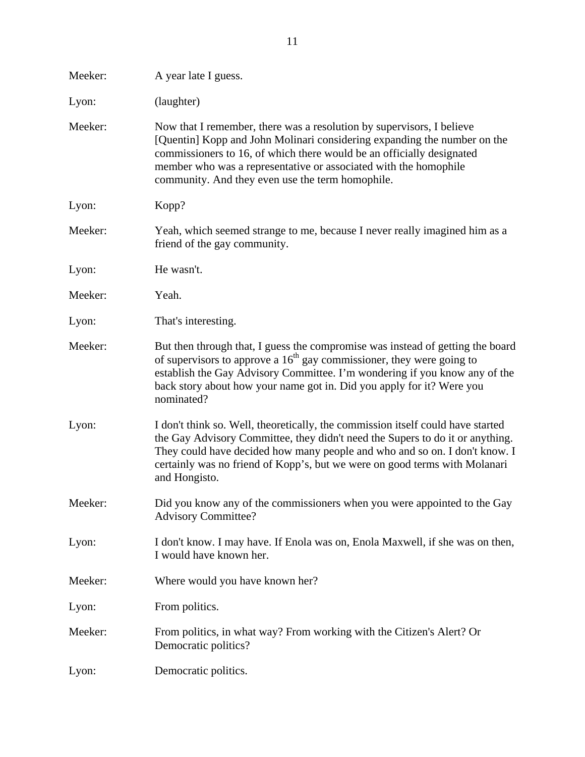Meeker: A year late I guess.

Lyon: (laughter)

Meeker: Now that I remember, there was a resolution by supervisors, I believe [Quentin] Kopp and John Molinari considering expanding the number on the commissioners to 16, of which there would be an officially designated member who was a representative or associated with the homophile community. And they even use the term homophile.

Lyon: Kopp?

Meeker: Yeah, which seemed strange to me, because I never really imagined him as a friend of the gay community.

Lyon: He wasn't.

Meeker: Yeah.

Lyon: That's interesting.

Meeker: But then through that, I guess the compromise was instead of getting the board of supervisors to approve a 16th gay commissioner, they were going to establish the Gay Advisory Committee. I'm wondering if you know any of the back story about how your name got in. Did you apply for it? Were you nominated?

Lyon: I don't think so. Well, theoretically, the commission itself could have started the Gay Advisory Committee, they didn't need the Supers to do it or anything. They could have decided how many people and who and so on. I don't know. I certainly was no friend of Kopp's, but we were on good terms with Molanari and Hongisto.

Meeker: Did you know any of the commissioners when you were appointed to the Gay Advisory Committee?

Lyon: I don't know. I may have. If Enola was on, Enola Maxwell, if she was on then, I would have known her.

Meeker: Where would you have known her?

Lyon: From politics.

Meeker: From politics, in what way? From working with the Citizen's Alert? Or Democratic politics?

Lyon: Democratic politics.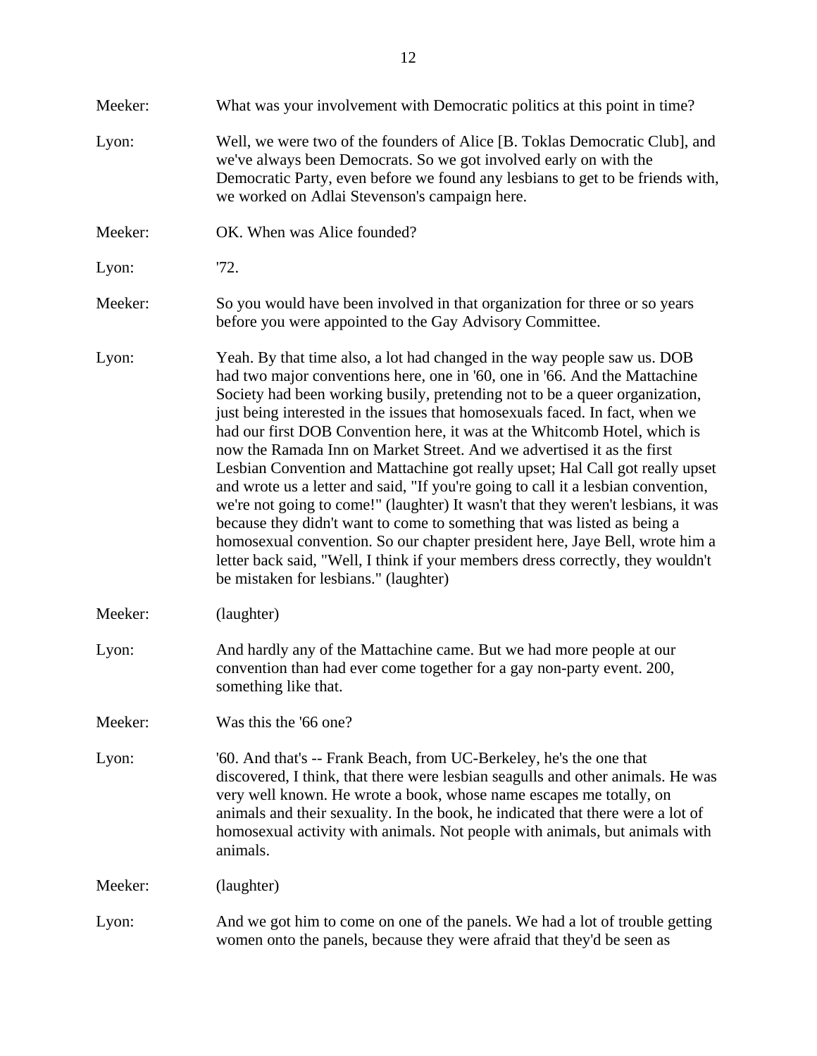Meeker: What was your involvement with Democratic politics at this point in time?

Lyon: Well, we were two of the founders of Alice [B. Toklas Democratic Club], and we've always been Democrats. So we got involved early on with the Democratic Party, even before we found any lesbians to get to be friends with, we worked on Adlai Stevenson's campaign here.

Meeker: OK. When was Alice founded?

Lyon: '72.

Meeker: So you would have been involved in that organization for three or so years before you were appointed to the Gay Advisory Committee.

Lyon: Yeah. By that time also, a lot had changed in the way people saw us. DOB had two major conventions here, one in '60, one in '66. And the Mattachine Society had been working busily, pretending not to be a queer organization, just being interested in the issues that homosexuals faced. In fact, when we had our first DOB Convention here, it was at the Whitcomb Hotel, which is now the Ramada Inn on Market Street. And we advertised it as the first Lesbian Convention and Mattachine got really upset; Hal Call got really upset and wrote us a letter and said, "If you're going to call it a lesbian convention, we're not going to come!" (laughter) It wasn't that they weren't lesbians, it was because they didn't want to come to something that was listed as being a homosexual convention. So our chapter president here, Jaye Bell, wrote him a letter back said, "Well, I think if your members dress correctly, they wouldn't be mistaken for lesbians." (laughter)

Meeker: (laughter)

Lyon: And hardly any of the Mattachine came. But we had more people at our convention than had ever come together for a gay non-party event. 200, something like that.

Meeker: Was this the '66 one?

Lyon: '60. And that's -- Frank Beach, from UC-Berkeley, he's the one that discovered, I think, that there were lesbian seagulls and other animals. He was very well known. He wrote a book, whose name escapes me totally, on animals and their sexuality. In the book, he indicated that there were a lot of homosexual activity with animals. Not people with animals, but animals with animals.

Meeker: (laughter)

Lyon: And we got him to come on one of the panels. We had a lot of trouble getting women onto the panels, because they were afraid that they'd be seen as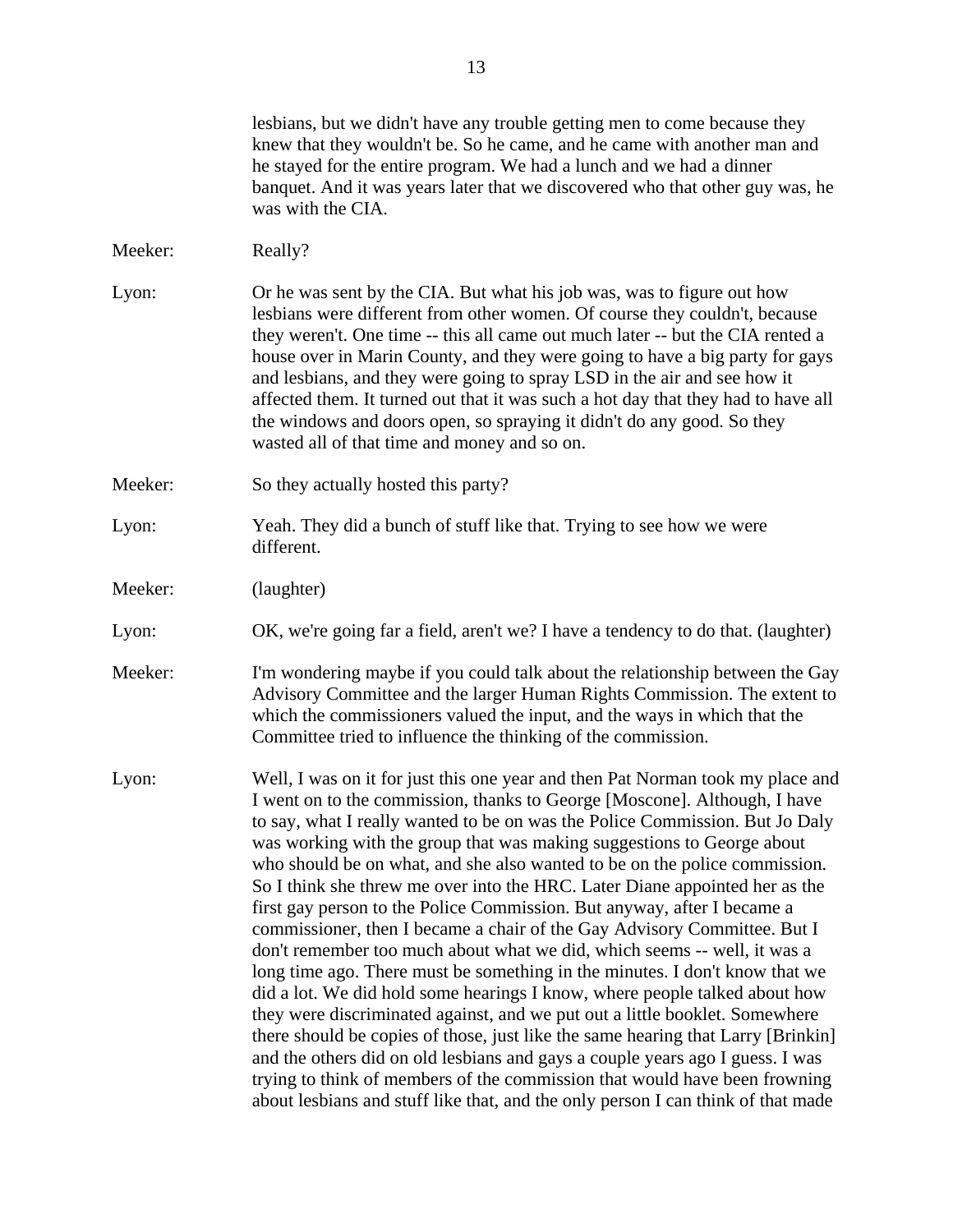lesbians, but we didn't have any trouble getting men to come because they knew that they wouldn't be. So he came, and he came with another man and he stayed for the entire program. We had a lunch and we had a dinner banquet. And it was years later that we discovered who that other guy was, he was with the CIA.

Meeker: Really?

Lyon: Or he was sent by the CIA. But what his job was, was to figure out how lesbians were different from other women. Of course they couldn't, because they weren't. One time -- this all came out much later -- but the CIA rented a house over in Marin County, and they were going to have a big party for gays and lesbians, and they were going to spray LSD in the air and see how it affected them. It turned out that it was such a hot day that they had to have all the windows and doors open, so spraying it didn't do any good. So they wasted all of that time and money and so on.

Meeker: So they actually hosted this party?

Lyon: Yeah. They did a bunch of stuff like that. Trying to see how we were different.

Meeker: (laughter)

Lyon: OK, we're going far a field, aren't we? I have a tendency to do that. (laughter)

Meeker: I'm wondering maybe if you could talk about the relationship between the Gay Advisory Committee and the larger Human Rights Commission. The extent to which the commissioners valued the input, and the ways in which that the Committee tried to influence the thinking of the commission.

Lyon: Well, I was on it for just this one year and then Pat Norman took my place and I went on to the commission, thanks to George [Moscone]. Although, I have to say, what I really wanted to be on was the Police Commission. But Jo Daly was working with the group that was making suggestions to George about who should be on what, and she also wanted to be on the police commission. So I think she threw me over into the HRC. Later Diane appointed her as the first gay person to the Police Commission. But anyway, after I became a commissioner, then I became a chair of the Gay Advisory Committee. But I don't remember too much about what we did, which seems -- well, it was a long time ago. There must be something in the minutes. I don't know that we did a lot. We did hold some hearings I know, where people talked about how they were discriminated against, and we put out a little booklet. Somewhere there should be copies of those, just like the same hearing that Larry [Brinkin] and the others did on old lesbians and gays a couple years ago I guess. I was trying to think of members of the commission that would have been frowning about lesbians and stuff like that, and the only person I can think of that made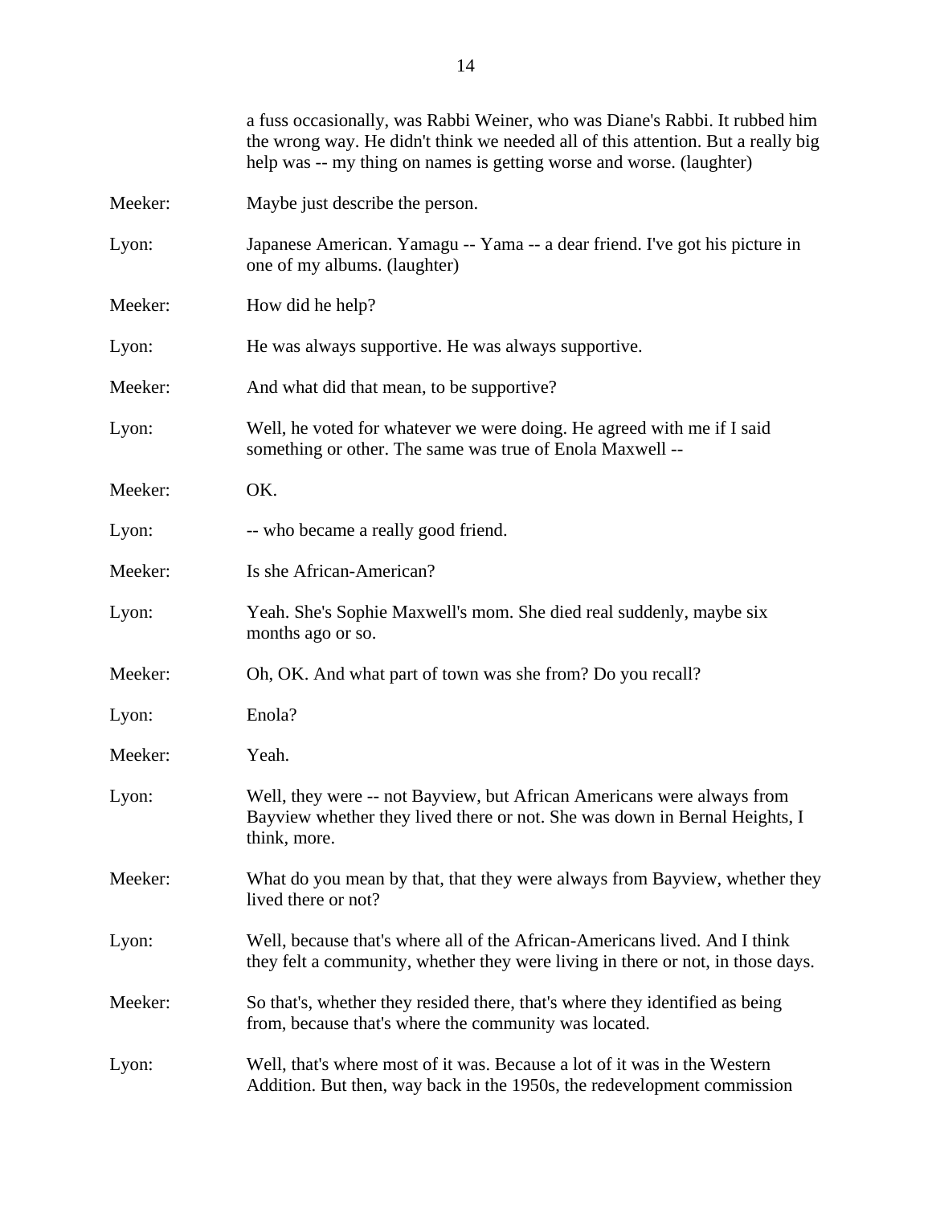a fuss occasionally, was Rabbi Weiner, who was Diane's Rabbi. It rubbed him the wrong way. He didn't think we needed all of this attention. But a really big help was -- my thing on names is getting worse and worse. (laughter)

Meeker: Maybe just describe the person.

Lyon: Japanese American. Yamagu -- Yama -- a dear friend. I've got his picture in one of my albums. (laughter)

Meeker: How did he help?

Lyon: He was always supportive. He was always supportive.

Meeker: And what did that mean, to be supportive?

Lyon: Well, he voted for whatever we were doing. He agreed with me if I said something or other. The same was true of Enola Maxwell --

Meeker: OK.

Lyon: -- who became a really good friend.

Meeker: Is she African-American?

Lyon: Yeah. She's Sophie Maxwell's mom. She died real suddenly, maybe six months ago or so.

Meeker: Oh, OK. And what part of town was she from? Do you recall?

Lyon: Enola?

Meeker: Yeah.

Lyon: Well, they were -- not Bayview, but African Americans were always from Bayview whether they lived there or not. She was down in Bernal Heights, I think, more.

Meeker: What do you mean by that, that they were always from Bayview, whether they lived there or not?

Lyon: Well, because that's where all of the African-Americans lived. And I think they felt a community, whether they were living in there or not, in those days.

Meeker: So that's, whether they resided there, that's where they identified as being from, because that's where the community was located.

Lyon: Well, that's where most of it was. Because a lot of it was in the Western Addition. But then, way back in the 1950s, the redevelopment commission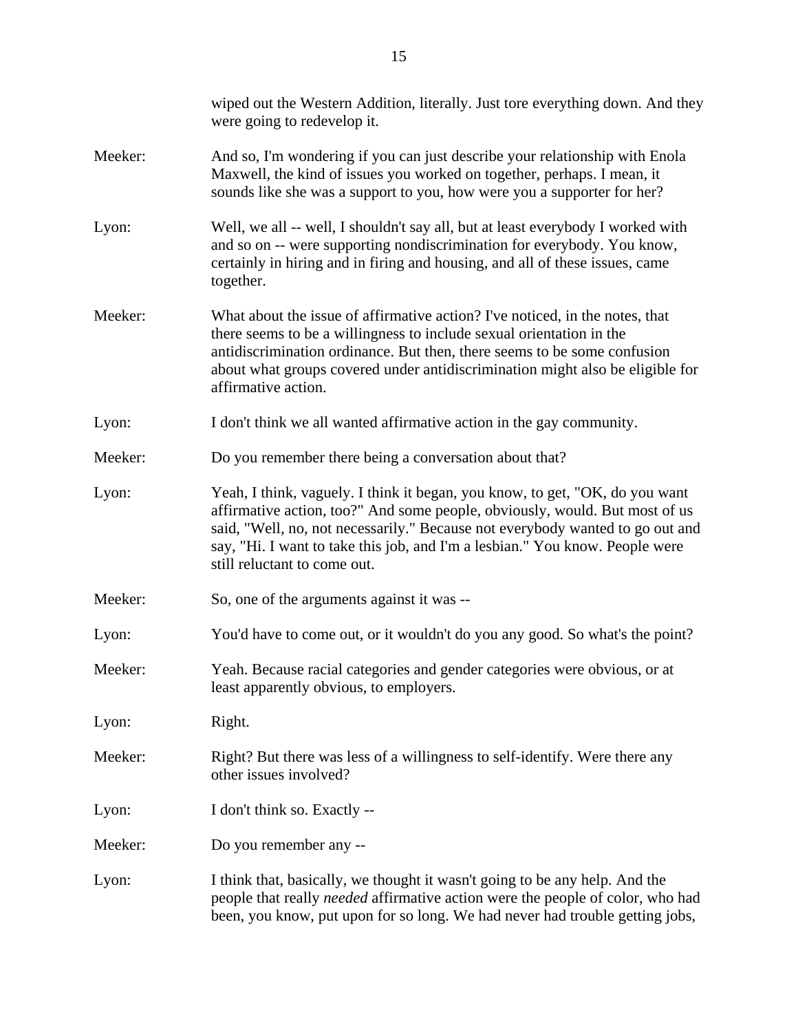wiped out the Western Addition, literally. Just tore everything down. And they were going to redevelop it.

Meeker: And so, I'm wondering if you can just describe your relationship with Enola Maxwell, the kind of issues you worked on together, perhaps. I mean, it sounds like she was a support to you, how were you a supporter for her?

Lyon: Well, we all -- well, I shouldn't say all, but at least everybody I worked with and so on -- were supporting nondiscrimination for everybody. You know, certainly in hiring and in firing and housing, and all of these issues, came together.

Meeker: What about the issue of affirmative action? I've noticed, in the notes, that there seems to be a willingness to include sexual orientation in the antidiscrimination ordinance. But then, there seems to be some confusion about what groups covered under antidiscrimination might also be eligible for affirmative action.

Lyon: I don't think we all wanted affirmative action in the gay community.

Meeker: Do you remember there being a conversation about that?

Lyon: Yeah, I think, vaguely. I think it began, you know, to get, "OK, do you want affirmative action, too?" And some people, obviously, would. But most of us said, "Well, no, not necessarily." Because not everybody wanted to go out and say, "Hi. I want to take this job, and I'm a lesbian." You know. People were still reluctant to come out.

Meeker: So, one of the arguments against it was --

Lyon: You'd have to come out, or it wouldn't do you any good. So what's the point?

Meeker: Yeah. Because racial categories and gender categories were obvious, or at least apparently obvious, to employers.

Lyon: Right.

Meeker: Right? But there was less of a willingness to self-identify. Were there any other issues involved?

Lyon: I don't think so. Exactly --

Meeker: Do you remember any --

Lyon: I think that, basically, we thought it wasn't going to be any help. And the people that really *needed* affirmative action were the people of color, who had been, you know, put upon for so long. We had never had trouble getting jobs,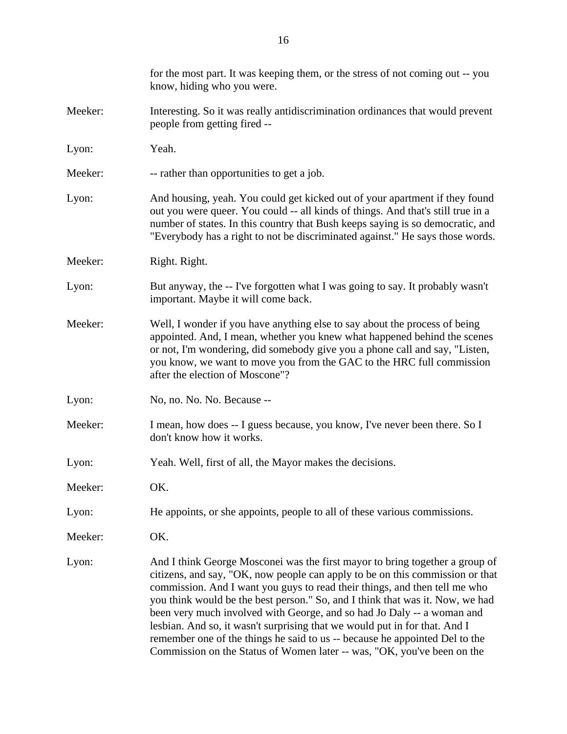for the most part. It was keeping them, or the stress of not coming out -- you know, hiding who you were.

Meeker: Interesting. So it was really antidiscrimination ordinances that would prevent people from getting fired --

Lyon: Yeah.

Meeker: -- rather than opportunities to get a job.

Lyon: And housing, yeah. You could get kicked out of your apartment if they found out you were queer. You could -- all kinds of things. And that's still true in a number of states. In this country that Bush keeps saying is so democratic, and "Everybody has a right to not be discriminated against." He says those words.

Meeker: Right. Right.

Lyon: But anyway, the -- I've forgotten what I was going to say. It probably wasn't important. Maybe it will come back.

Meeker: Well, I wonder if you have anything else to say about the process of being appointed. And, I mean, whether you knew what happened behind the scenes or not, I'm wondering, did somebody give you a phone call and say, "Listen, you know, we want to move you from the GAC to the HRC full commission after the election of Moscone"?

Lyon: No, no. No. No. Because --

Meeker: I mean, how does -- I guess because, you know, I've never been there. So I don't know how it works.

Lyon: Yeah. Well, first of all, the Mayor makes the decisions.

Meeker: OK.

Lyon: He appoints, or she appoints, people to all of these various commissions.

Meeker: OK.

Lyon: And I think George Mosconei was the first mayor to bring together a group of citizens, and say, "OK, now people can apply to be on this commission or that commission. And I want you guys to read their things, and then tell me who you think would be the best person." So, and I think that was it. Now, we had been very much involved with George, and so had Jo Daly -- a woman and lesbian. And so, it wasn't surprising that we would put in for that. And I remember one of the things he said to us -- because he appointed Del to the Commission on the Status of Women later -- was, "OK, you've been on the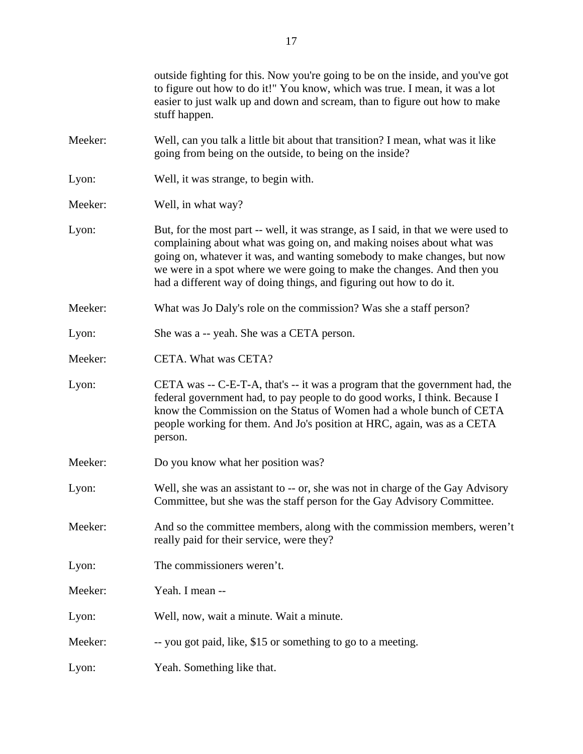outside fighting for this. Now you're going to be on the inside, and you've got to figure out how to do it!" You know, which was true. I mean, it was a lot easier to just walk up and down and scream, than to figure out how to make stuff happen.

Meeker: Well, can you talk a little bit about that transition? I mean, what was it like going from being on the outside, to being on the inside?

Lyon: Well, it was strange, to begin with.

Meeker: Well, in what way?

Lyon: But, for the most part -- well, it was strange, as I said, in that we were used to complaining about what was going on, and making noises about what was going on, whatever it was, and wanting somebody to make changes, but now we were in a spot where we were going to make the changes. And then you had a different way of doing things, and figuring out how to do it.

Meeker: What was Jo Daly's role on the commission? Was she a staff person?

Lyon: She was a -- yeah. She was a CETA person.

Meeker: CETA. What was CETA?

Lyon: CETA was -- C-E-T-A, that's -- it was a program that the government had, the federal government had, to pay people to do good works, I think. Because I know the Commission on the Status of Women had a whole bunch of CETA people working for them. And Jo's position at HRC, again, was as a CETA person.

Meeker: Do you know what her position was?

Lyon: Well, she was an assistant to -- or, she was not in charge of the Gay Advisory Committee, but she was the staff person for the Gay Advisory Committee.

Meeker: And so the committee members, along with the commission members, weren't really paid for their service, were they?

Lyon: The commissioners weren't.

Meeker: Yeah. I mean --

Lyon: Well, now, wait a minute. Wait a minute.

Meeker: -- you got paid, like, $15 or something to go to a meeting.

Lyon: Yeah. Something like that.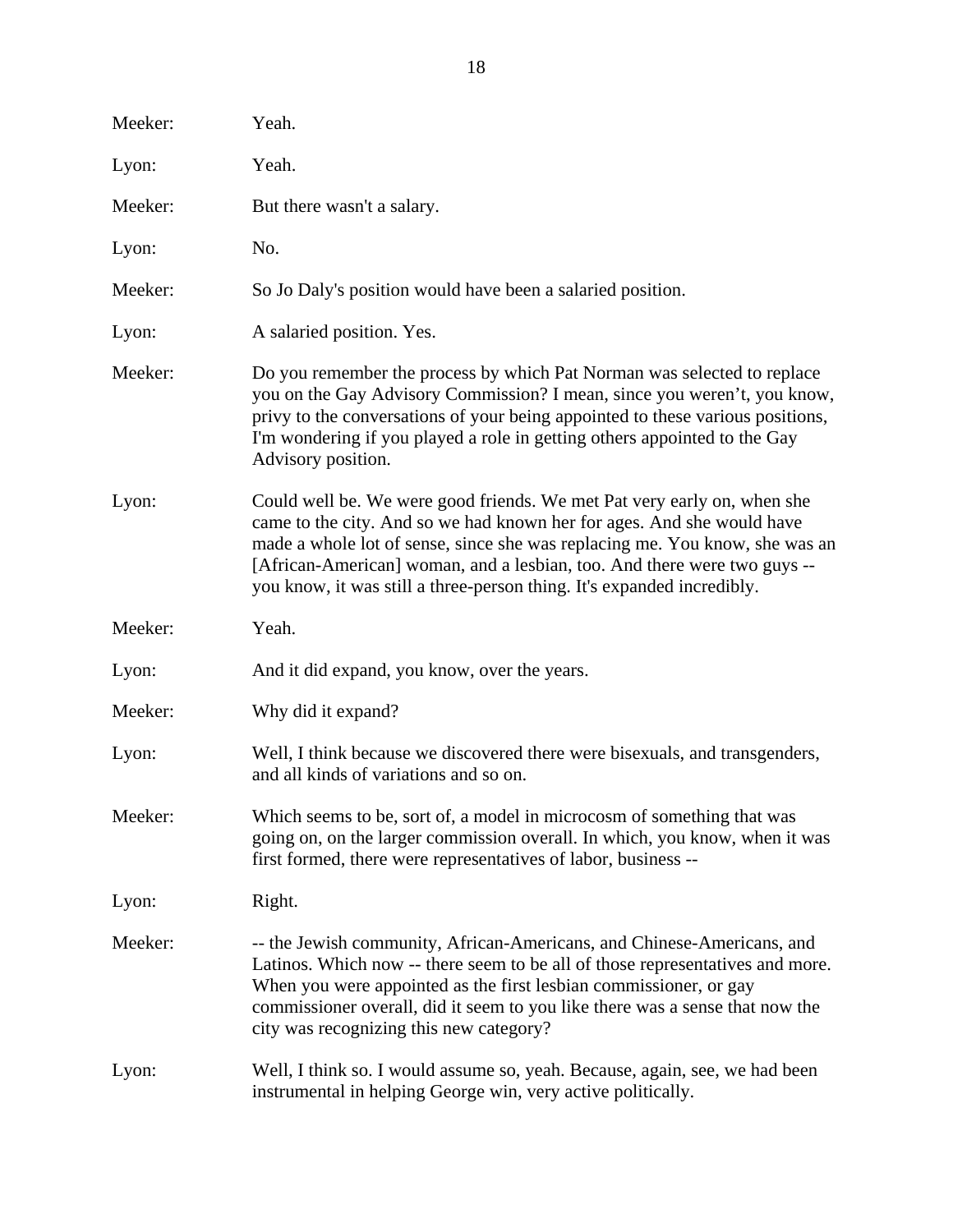Meeker: Yeah.

Lyon: Yeah.

Meeker: But there wasn't a salary.

Lyon: No.

Meeker: So Jo Daly's position would have been a salaried position.

Lyon: A salaried position. Yes.

Meeker: Do you remember the process by which Pat Norman was selected to replace you on the Gay Advisory Commission? I mean, since you weren't, you know, privy to the conversations of your being appointed to these various positions, I'm wondering if you played a role in getting others appointed to the Gay Advisory position.

Lyon: Could well be. We were good friends. We met Pat very early on, when she came to the city. And so we had known her for ages. And she would have made a whole lot of sense, since she was replacing me. You know, she was an [African-American] woman, and a lesbian, too. And there were two guys -- you know, it was still a three-person thing. It's expanded incredibly.

Meeker: Yeah.

Lyon: And it did expand, you know, over the years.

Meeker: Why did it expand?

Lyon: Well, I think because we discovered there were bisexuals, and transgenders, and all kinds of variations and so on.

Meeker: Which seems to be, sort of, a model in microcosm of something that was going on, on the larger commission overall. In which, you know, when it was first formed, there were representatives of labor, business --

Lyon: Right.

Meeker: -- the Jewish community, African-Americans, and Chinese-Americans, and Latinos. Which now -- there seem to be all of those representatives and more. When you were appointed as the first lesbian commissioner, or gay commissioner overall, did it seem to you like there was a sense that now the city was recognizing this new category?

Lyon: Well, I think so. I would assume so, yeah. Because, again, see, we had been instrumental in helping George win, very active politically.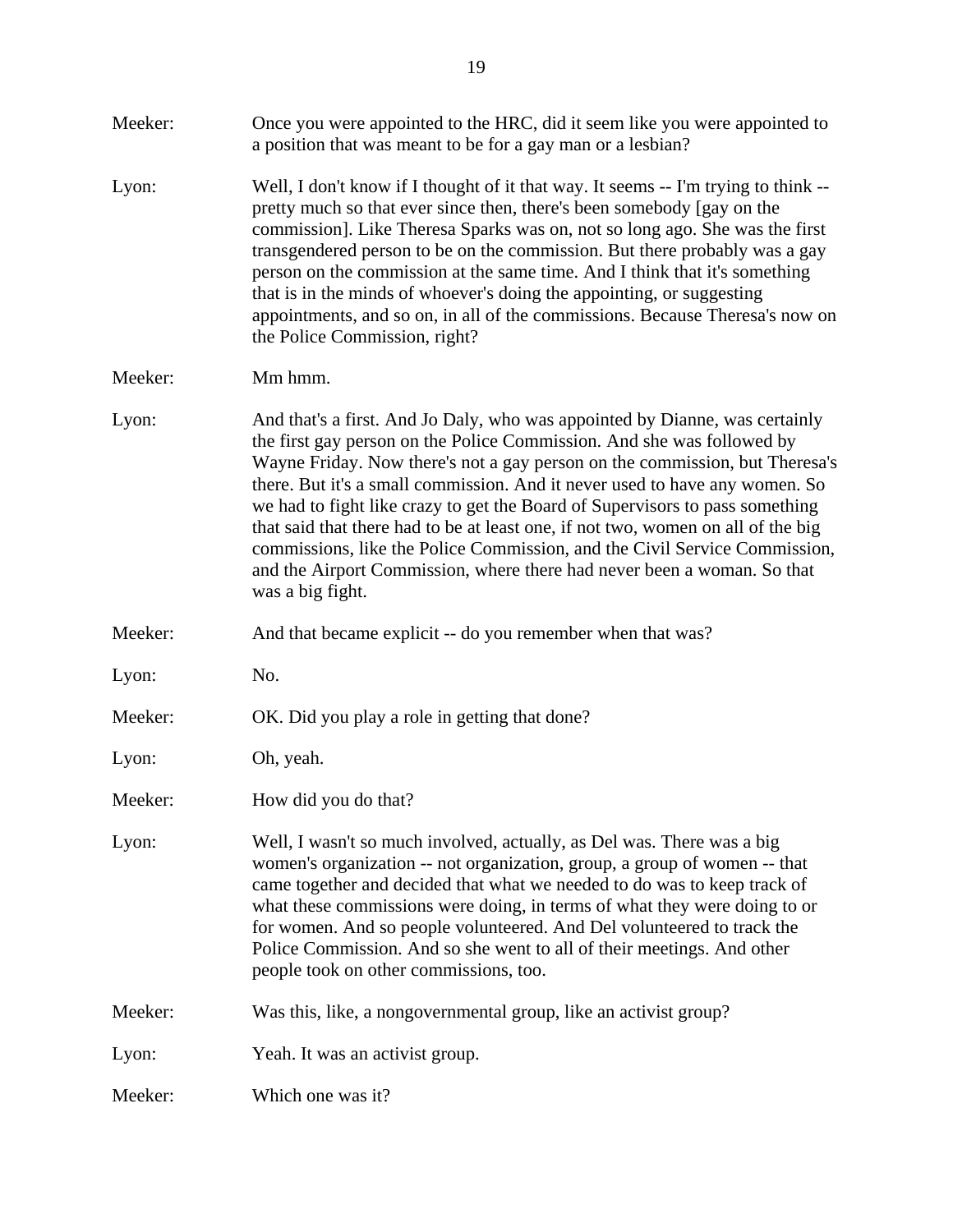Meeker: Once you were appointed to the HRC, did it seem like you were appointed to a position that was meant to be for a gay man or a lesbian?

Lyon: Well, I don't know if I thought of it that way. It seems -- I'm trying to think -- pretty much so that ever since then, there's been somebody [gay on the commission]. Like Theresa Sparks was on, not so long ago. She was the first transgendered person to be on the commission. But there probably was a gay person on the commission at the same time. And I think that it's something that is in the minds of whoever's doing the appointing, or suggesting appointments, and so on, in all of the commissions. Because Theresa's now on the Police Commission, right?

Meeker: Mm hmm.

Lyon: And that's a first. And Jo Daly, who was appointed by Dianne, was certainly the first gay person on the Police Commission. And she was followed by Wayne Friday. Now there's not a gay person on the commission, but Theresa's there. But it's a small commission. And it never used to have any women. So we had to fight like crazy to get the Board of Supervisors to pass something that said that there had to be at least one, if not two, women on all of the big commissions, like the Police Commission, and the Civil Service Commission, and the Airport Commission, where there had never been a woman. So that was a big fight.

Meeker: And that became explicit -- do you remember when that was?

Lyon: No.

Meeker: OK. Did you play a role in getting that done?

Lyon: Oh, yeah.

Meeker: How did you do that?

Lyon: Well, I wasn't so much involved, actually, as Del was. There was a big women's organization -- not organization, group, a group of women -- that came together and decided that what we needed to do was to keep track of what these commissions were doing, in terms of what they were doing to or for women. And so people volunteered. And Del volunteered to track the Police Commission. And so she went to all of their meetings. And other people took on other commissions, too.

Meeker: Was this, like, a nongovernmental group, like an activist group?

Lyon: Yeah. It was an activist group.

Meeker: Which one was it?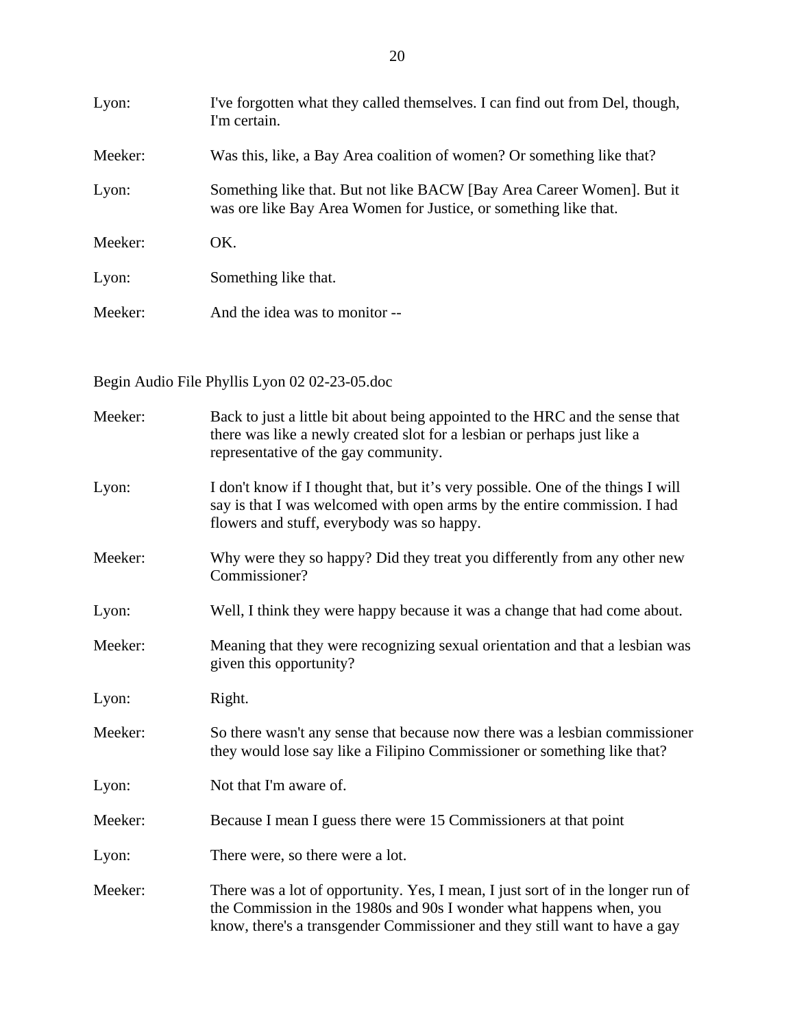Lyon: I've forgotten what they called themselves. I can find out from Del, though, I'm certain.

Meeker: Was this, like, a Bay Area coalition of women? Or something like that?

Lyon: Something like that. But not like BACW [Bay Area Career Women]. But it was ore like Bay Area Women for Justice, or something like that.

Meeker: OK.

Lyon: Something like that.

Meeker: And the idea was to monitor --

Begin Audio File Phyllis Lyon 02 02-23-05.doc

Meeker: Back to just a little bit about being appointed to the HRC and the sense that there was like a newly created slot for a lesbian or perhaps just like a representative of the gay community.

Lyon: I don't know if I thought that, but it's very possible. One of the things I will say is that I was welcomed with open arms by the entire commission. I had flowers and stuff, everybody was so happy.

Meeker: Why were they so happy? Did they treat you differently from any other new Commissioner?

Lyon: Well, I think they were happy because it was a change that had come about.

Meeker: Meaning that they were recognizing sexual orientation and that a lesbian was given this opportunity?

Lyon: Right.

Meeker: So there wasn't any sense that because now there was a lesbian commissioner they would lose say like a Filipino Commissioner or something like that?

Lyon: Not that I'm aware of.

Meeker: Because I mean I guess there were 15 Commissioners at that point

Lyon: There were, so there were a lot.

Meeker: There was a lot of opportunity. Yes, I mean, I just sort of in the longer run of the Commission in the 1980s and 90s I wonder what happens when, you know, there's a transgender Commissioner and they still want to have a gay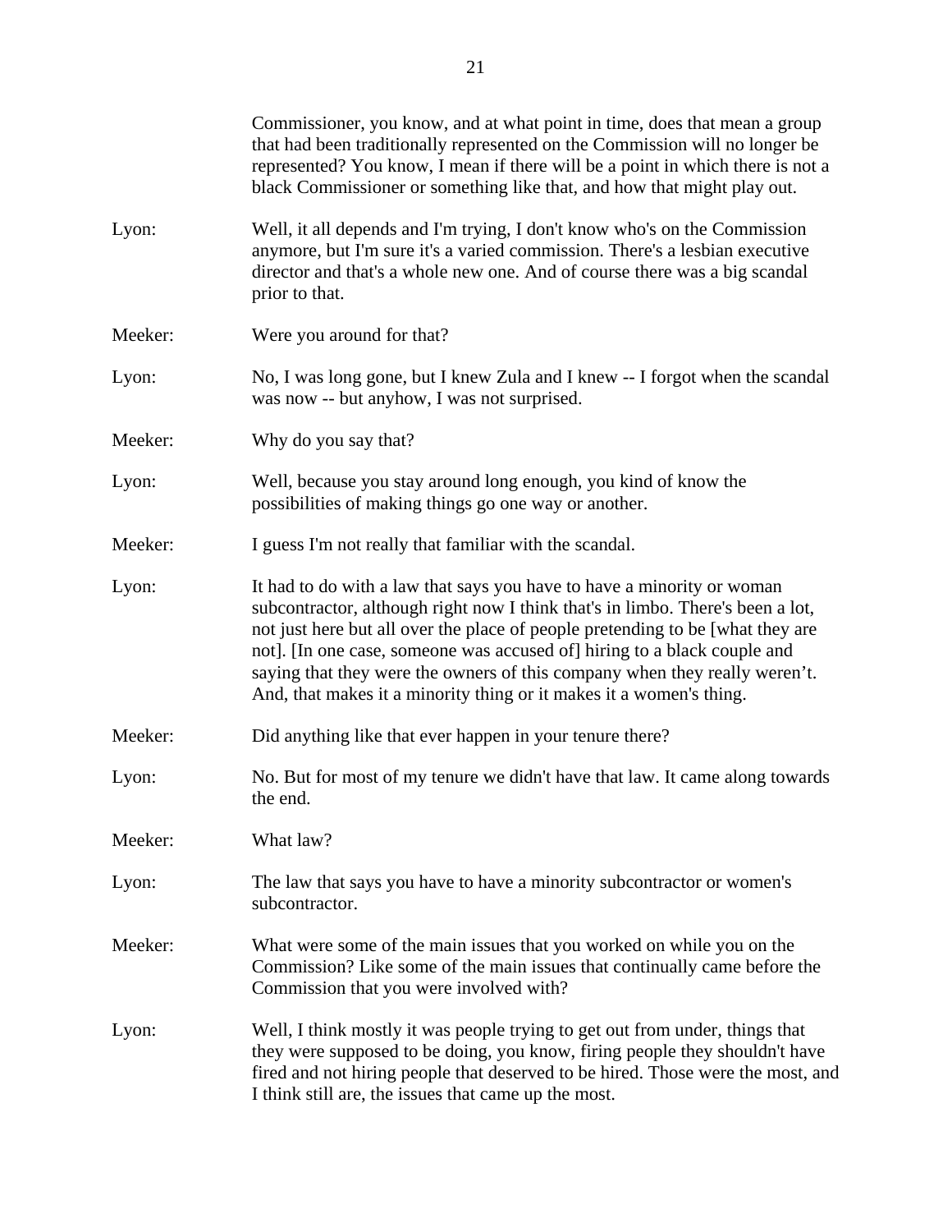Commissioner, you know, and at what point in time, does that mean a group that had been traditionally represented on the Commission will no longer be represented? You know, I mean if there will be a point in which there is not a black Commissioner or something like that, and how that might play out.

Lyon: Well, it all depends and I'm trying, I don't know who's on the Commission anymore, but I'm sure it's a varied commission. There's a lesbian executive director and that's a whole new one. And of course there was a big scandal prior to that.

Meeker: Were you around for that?

Lyon: No, I was long gone, but I knew Zula and I knew -- I forgot when the scandal was now -- but anyhow, I was not surprised.

Meeker: Why do you say that?

Lyon: Well, because you stay around long enough, you kind of know the possibilities of making things go one way or another.

Meeker: I guess I'm not really that familiar with the scandal.

Lyon: It had to do with a law that says you have to have a minority or woman subcontractor, although right now I think that's in limbo. There's been a lot, not just here but all over the place of people pretending to be [what they are not]. [In one case, someone was accused of] hiring to a black couple and saying that they were the owners of this company when they really weren't. And, that makes it a minority thing or it makes it a women's thing.

Meeker: Did anything like that ever happen in your tenure there?

Lyon: No. But for most of my tenure we didn't have that law. It came along towards the end.

Meeker: What law?

Lyon: The law that says you have to have a minority subcontractor or women's subcontractor.

Meeker: What were some of the main issues that you worked on while you on the Commission? Like some of the main issues that continually came before the Commission that you were involved with?

Lyon: Well, I think mostly it was people trying to get out from under, things that they were supposed to be doing, you know, firing people they shouldn't have fired and not hiring people that deserved to be hired. Those were the most, and I think still are, the issues that came up the most.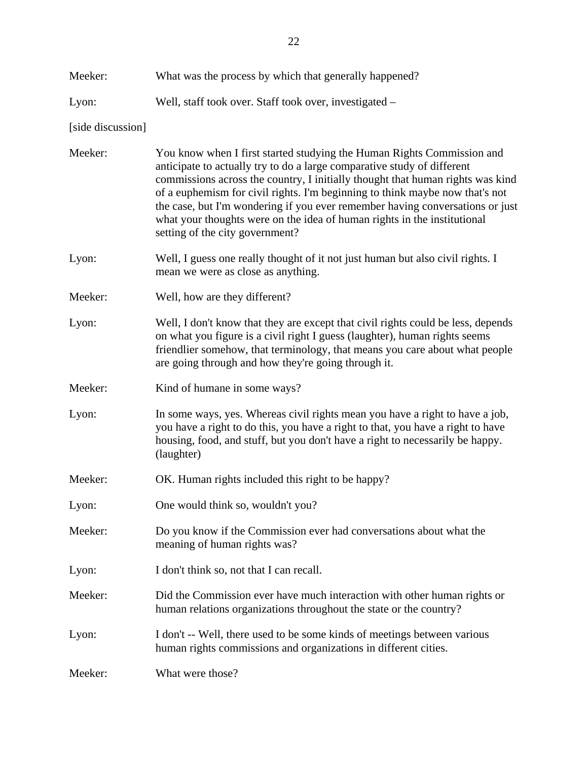Meeker: What was the process by which that generally happened?

Lyon: Well, staff took over. Staff took over, investigated –

[side discussion]

Meeker: You know when I first started studying the Human Rights Commission and anticipate to actually try to do a large comparative study of different commissions across the country, I initially thought that human rights was kind of a euphemism for civil rights. I'm beginning to think maybe now that's not the case, but I'm wondering if you ever remember having conversations or just what your thoughts were on the idea of human rights in the institutional setting of the city government?

Lyon: Well, I guess one really thought of it not just human but also civil rights. I mean we were as close as anything.

Meeker: Well, how are they different?

Lyon: Well, I don't know that they are except that civil rights could be less, depends on what you figure is a civil right I guess (laughter), human rights seems friendlier somehow, that terminology, that means you care about what people are going through and how they're going through it.

Meeker: Kind of humane in some ways?

Lyon: In some ways, yes. Whereas civil rights mean you have a right to have a job, you have a right to do this, you have a right to that, you have a right to have housing, food, and stuff, but you don't have a right to necessarily be happy. (laughter)

Meeker: OK. Human rights included this right to be happy?

Lyon: One would think so, wouldn't you?

Meeker: Do you know if the Commission ever had conversations about what the meaning of human rights was?

Lyon: I don't think so, not that I can recall.

Meeker: Did the Commission ever have much interaction with other human rights or human relations organizations throughout the state or the country?

Lyon: I don't -- Well, there used to be some kinds of meetings between various human rights commissions and organizations in different cities.

Meeker: What were those?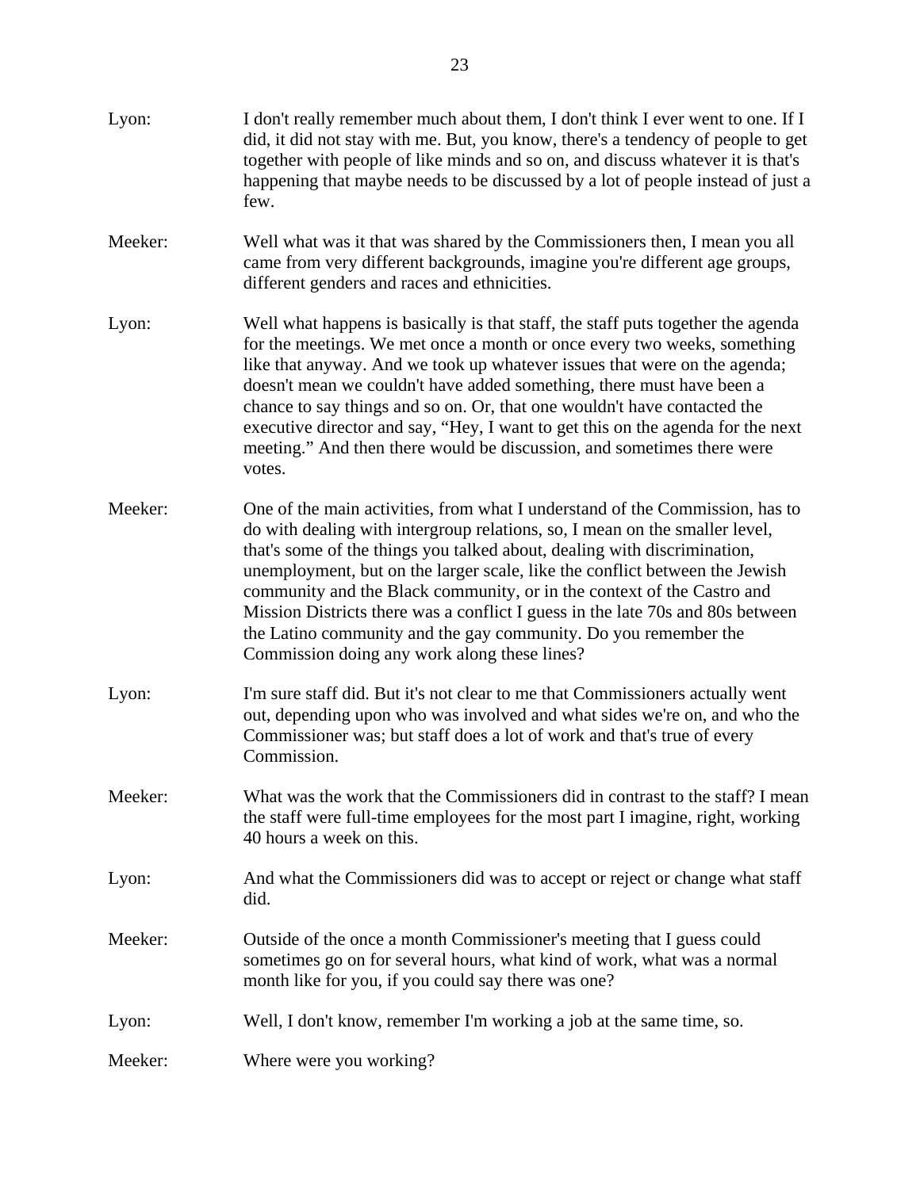Lyon: I don't really remember much about them, I don't think I ever went to one. If I did, it did not stay with me. But, you know, there's a tendency of people to get together with people of like minds and so on, and discuss whatever it is that's happening that maybe needs to be discussed by a lot of people instead of just a few.

Meeker: Well what was it that was shared by the Commissioners then, I mean you all came from very different backgrounds, imagine you're different age groups, different genders and races and ethnicities.

Lyon: Well what happens is basically is that staff, the staff puts together the agenda for the meetings. We met once a month or once every two weeks, something like that anyway. And we took up whatever issues that were on the agenda; doesn't mean we couldn't have added something, there must have been a chance to say things and so on. Or, that one wouldn't have contacted the executive director and say, "Hey, I want to get this on the agenda for the next meeting." And then there would be discussion, and sometimes there were votes.

Meeker: One of the main activities, from what I understand of the Commission, has to do with dealing with intergroup relations, so, I mean on the smaller level, that's some of the things you talked about, dealing with discrimination, unemployment, but on the larger scale, like the conflict between the Jewish community and the Black community, or in the context of the Castro and Mission Districts there was a conflict I guess in the late 70s and 80s between the Latino community and the gay community. Do you remember the Commission doing any work along these lines?

Lyon: I'm sure staff did. But it's not clear to me that Commissioners actually went out, depending upon who was involved and what sides we're on, and who the Commissioner was; but staff does a lot of work and that's true of every Commission.

Meeker: What was the work that the Commissioners did in contrast to the staff? I mean the staff were full-time employees for the most part I imagine, right, working 40 hours a week on this.

Lyon: And what the Commissioners did was to accept or reject or change what staff did.

Meeker: Outside of the once a month Commissioner's meeting that I guess could sometimes go on for several hours, what kind of work, what was a normal month like for you, if you could say there was one?

Lyon: Well, I don't know, remember I'm working a job at the same time, so.

Meeker: Where were you working?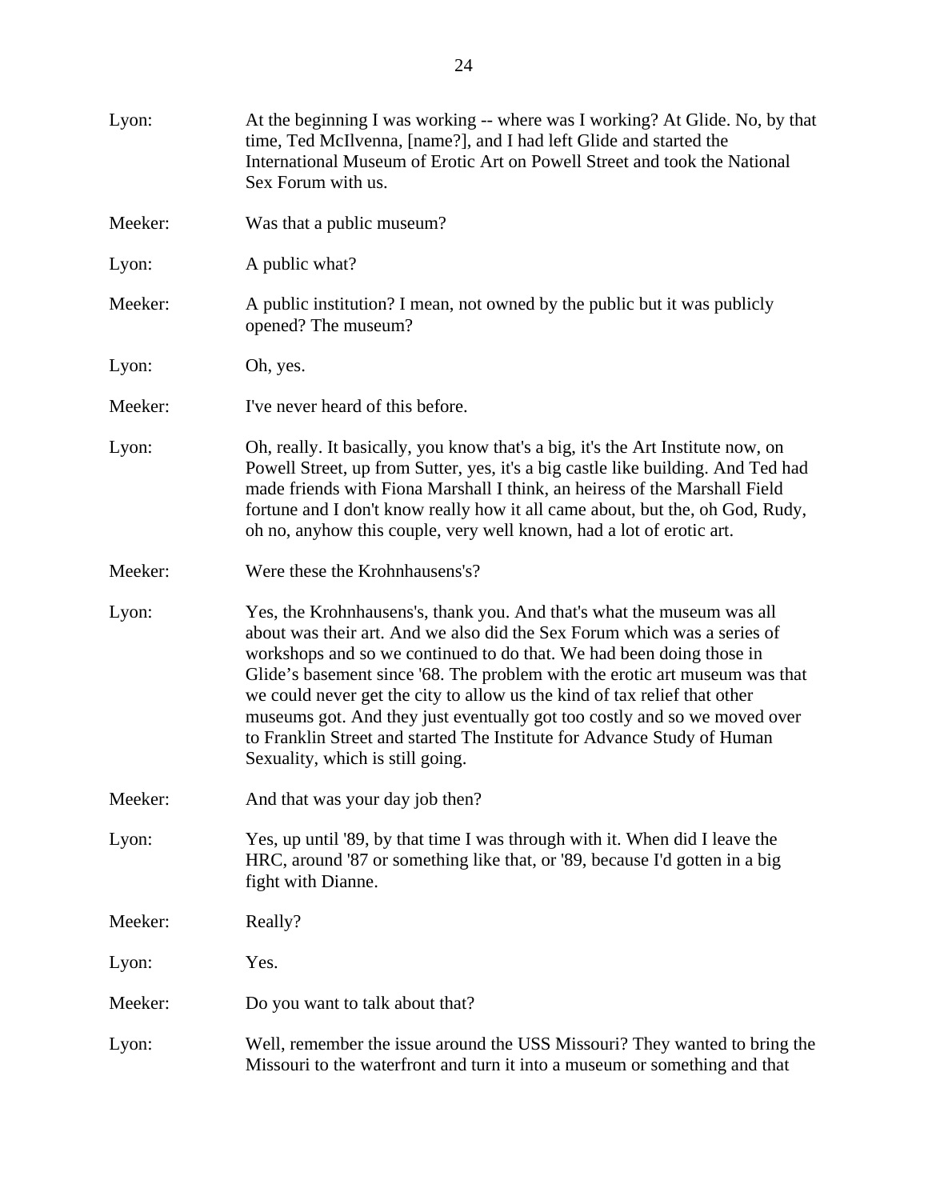Lyon: At the beginning I was working -- where was I working? At Glide. No, by that time, Ted McIlvenna, [name?], and I had left Glide and started the International Museum of Erotic Art on Powell Street and took the National Sex Forum with us.

Meeker: Was that a public museum?

Lyon: A public what?

Meeker: A public institution? I mean, not owned by the public but it was publicly opened? The museum?

Lyon: Oh, yes.

Meeker: I've never heard of this before.

Lyon: Oh, really. It basically, you know that's a big, it's the Art Institute now, on Powell Street, up from Sutter, yes, it's a big castle like building. And Ted had made friends with Fiona Marshall I think, an heiress of the Marshall Field fortune and I don't know really how it all came about, but the, oh God, Rudy, oh no, anyhow this couple, very well known, had a lot of erotic art.

Meeker: Were these the Krohnhausens's?

Lyon: Yes, the Krohnhausens's, thank you. And that's what the museum was all about was their art. And we also did the Sex Forum which was a series of workshops and so we continued to do that. We had been doing those in Glide's basement since '68. The problem with the erotic art museum was that we could never get the city to allow us the kind of tax relief that other museums got. And they just eventually got too costly and so we moved over to Franklin Street and started The Institute for Advance Study of Human Sexuality, which is still going.

Meeker: And that was your day job then?

Lyon: Yes, up until '89, by that time I was through with it. When did I leave the HRC, around '87 or something like that, or '89, because I'd gotten in a big fight with Dianne.

Meeker: Really?

Lyon: Yes.

Meeker: Do you want to talk about that?

Lyon: Well, remember the issue around the USS Missouri? They wanted to bring the Missouri to the waterfront and turn it into a museum or something and that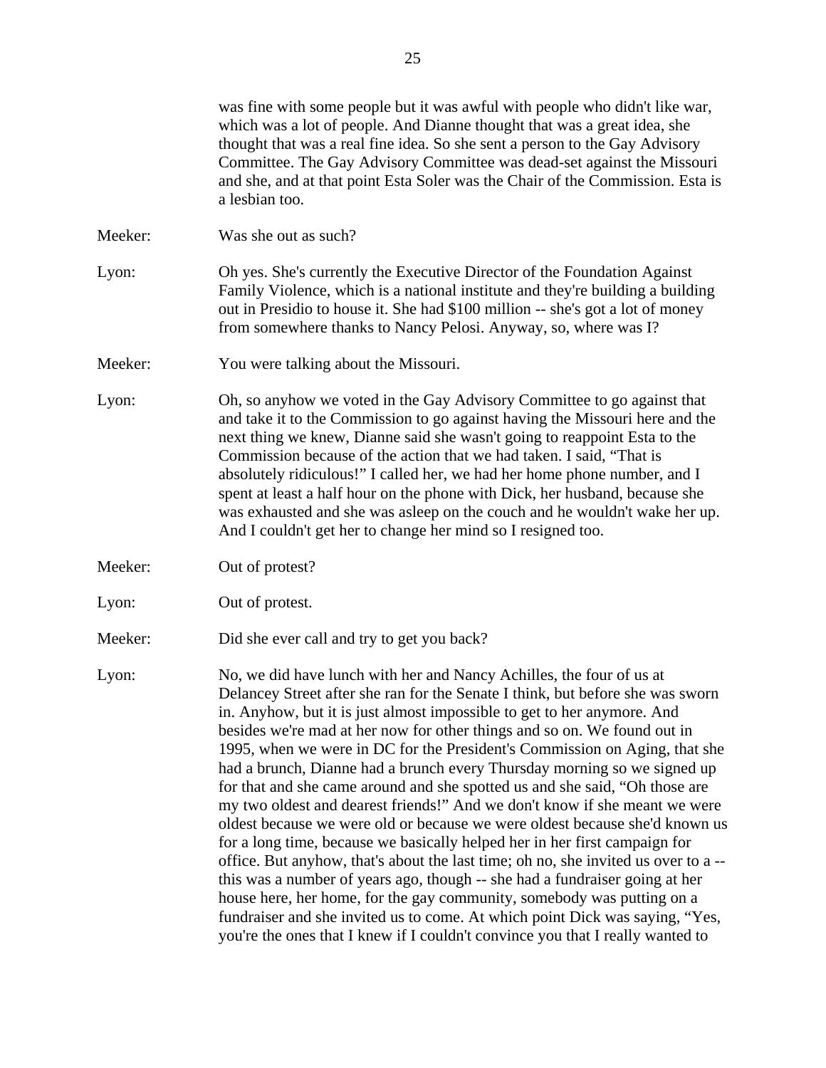was fine with some people but it was awful with people who didn't like war, which was a lot of people. And Dianne thought that was a great idea, she thought that was a real fine idea. So she sent a person to the Gay Advisory Committee. The Gay Advisory Committee was dead-set against the Missouri and she, and at that point Esta Soler was the Chair of the Commission. Esta is a lesbian too.

Meeker: Was she out as such?

Lyon: Oh yes. She's currently the Executive Director of the Foundation Against Family Violence, which is a national institute and they're building a building out in Presidio to house it. She had $100 million -- she's got a lot of money from somewhere thanks to Nancy Pelosi. Anyway, so, where was I?

Meeker: You were talking about the Missouri.

Lyon: Oh, so anyhow we voted in the Gay Advisory Committee to go against that and take it to the Commission to go against having the Missouri here and the next thing we knew, Dianne said she wasn't going to reappoint Esta to the Commission because of the action that we had taken. I said, "That is absolutely ridiculous!" I called her, we had her home phone number, and I spent at least a half hour on the phone with Dick, her husband, because she was exhausted and she was asleep on the couch and he wouldn't wake her up. And I couldn't get her to change her mind so I resigned too.

Meeker: Out of protest?

Lyon: Out of protest.

Meeker: Did she ever call and try to get you back?

Lyon: No, we did have lunch with her and Nancy Achilles, the four of us at Delancey Street after she ran for the Senate I think, but before she was sworn in. Anyhow, but it is just almost impossible to get to her anymore. And besides we're mad at her now for other things and so on. We found out in 1995, when we were in DC for the President's Commission on Aging, that she had a brunch, Dianne had a brunch every Thursday morning so we signed up for that and she came around and she spotted us and she said, "Oh those are my two oldest and dearest friends!" And we don't know if she meant we were oldest because we were old or because we were oldest because she'd known us for a long time, because we basically helped her in her first campaign for office. But anyhow, that's about the last time; oh no, she invited us over to a -- this was a number of years ago, though -- she had a fundraiser going at her house here, her home, for the gay community, somebody was putting on a fundraiser and she invited us to come. At which point Dick was saying, "Yes, you're the ones that I knew if I couldn't convince you that I really wanted to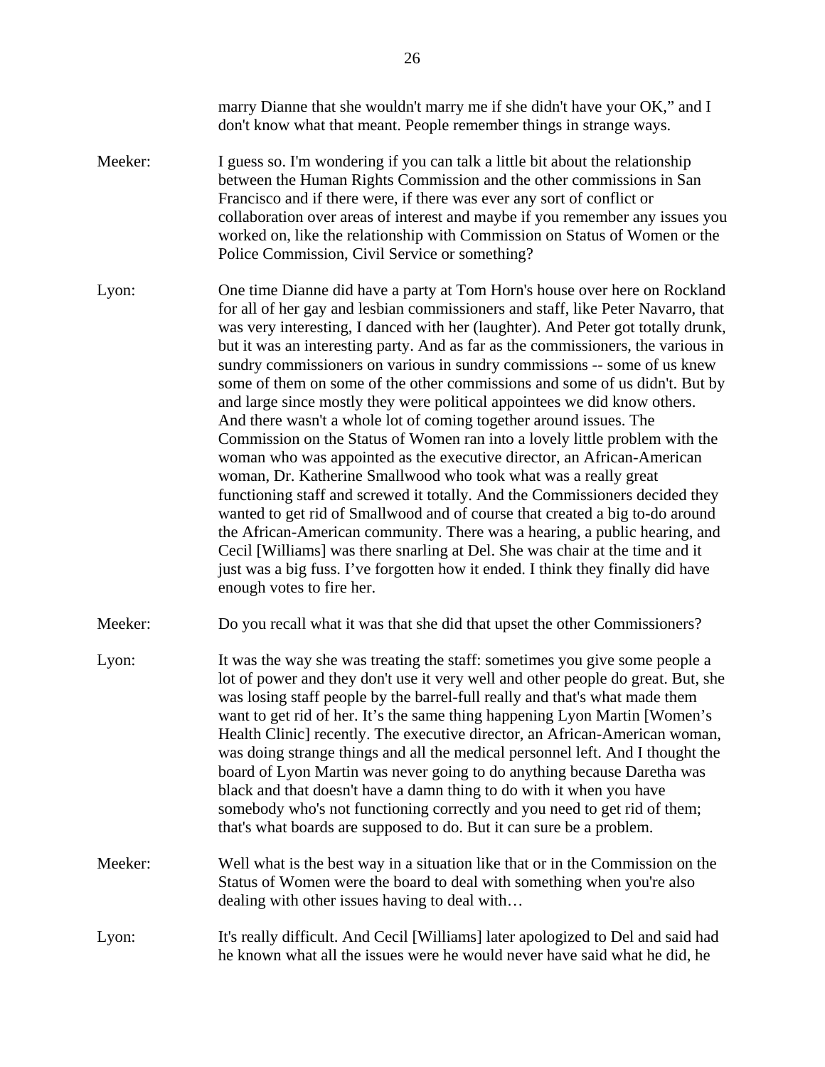marry Dianne that she wouldn't marry me if she didn't have your OK," and I don't know what that meant. People remember things in strange ways.

Meeker: I guess so. I'm wondering if you can talk a little bit about the relationship between the Human Rights Commission and the other commissions in San Francisco and if there were, if there was ever any sort of conflict or collaboration over areas of interest and maybe if you remember any issues you worked on, like the relationship with Commission on Status of Women or the Police Commission, Civil Service or something?

Lyon: One time Dianne did have a party at Tom Horn's house over here on Rockland for all of her gay and lesbian commissioners and staff, like Peter Navarro, that was very interesting, I danced with her (laughter). And Peter got totally drunk, but it was an interesting party. And as far as the commissioners, the various in sundry commissioners on various in sundry commissions -- some of us knew some of them on some of the other commissions and some of us didn't. But by and large since mostly they were political appointees we did know others. And there wasn't a whole lot of coming together around issues. The Commission on the Status of Women ran into a lovely little problem with the woman who was appointed as the executive director, an African-American woman, Dr. Katherine Smallwood who took what was a really great functioning staff and screwed it totally. And the Commissioners decided they wanted to get rid of Smallwood and of course that created a big to-do around the African-American community. There was a hearing, a public hearing, and Cecil [Williams] was there snarling at Del. She was chair at the time and it just was a big fuss. I've forgotten how it ended. I think they finally did have enough votes to fire her.

Meeker: Do you recall what it was that she did that upset the other Commissioners?

Lyon: It was the way she was treating the staff: sometimes you give some people a lot of power and they don't use it very well and other people do great. But, she was losing staff people by the barrel-full really and that's what made them want to get rid of her. It's the same thing happening Lyon Martin [Women's Health Clinic] recently. The executive director, an African-American woman, was doing strange things and all the medical personnel left. And I thought the board of Lyon Martin was never going to do anything because Daretha was black and that doesn't have a damn thing to do with it when you have somebody who's not functioning correctly and you need to get rid of them; that's what boards are supposed to do. But it can sure be a problem.

Meeker: Well what is the best way in a situation like that or in the Commission on the Status of Women were the board to deal with something when you're also dealing with other issues having to deal with…

Lyon: It's really difficult. And Cecil [Williams] later apologized to Del and said had he known what all the issues were he would never have said what he did, he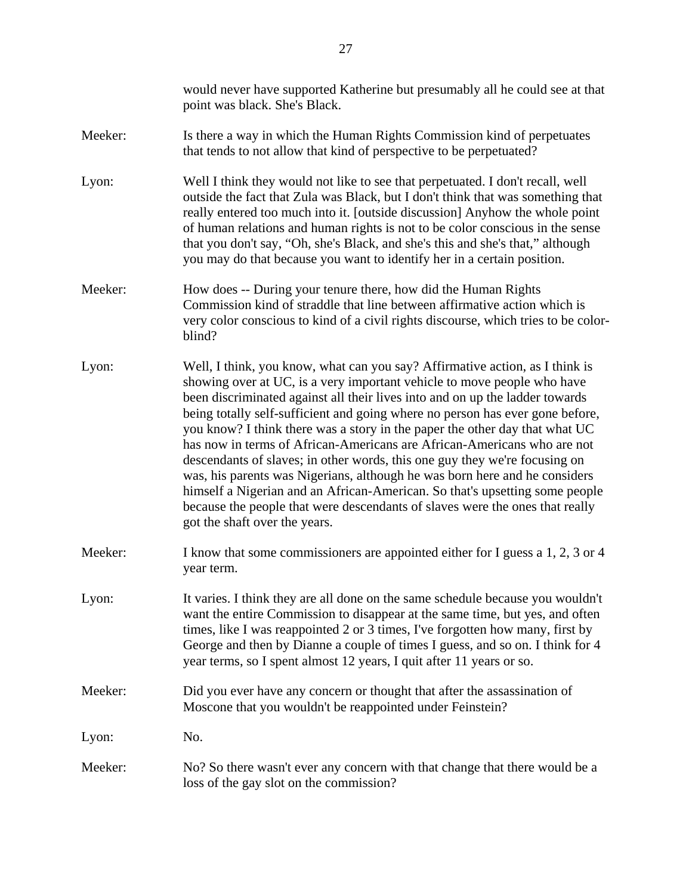would never have supported Katherine but presumably all he could see at that point was black. She's Black.

Meeker: Is there a way in which the Human Rights Commission kind of perpetuates that tends to not allow that kind of perspective to be perpetuated?

Lyon: Well I think they would not like to see that perpetuated. I don't recall, well outside the fact that Zula was Black, but I don't think that was something that really entered too much into it. [outside discussion] Anyhow the whole point of human relations and human rights is not to be color conscious in the sense that you don't say, "Oh, she's Black, and she's this and she's that," although you may do that because you want to identify her in a certain position.

Meeker: How does -- During your tenure there, how did the Human Rights Commission kind of straddle that line between affirmative action which is very color conscious to kind of a civil rights discourse, which tries to be color-blind?

Lyon: Well, I think, you know, what can you say? Affirmative action, as I think is showing over at UC, is a very important vehicle to move people who have been discriminated against all their lives into and on up the ladder towards being totally self-sufficient and going where no person has ever gone before, you know? I think there was a story in the paper the other day that what UC has now in terms of African-Americans are African-Americans who are not descendants of slaves; in other words, this one guy they we're focusing on was, his parents was Nigerians, although he was born here and he considers himself a Nigerian and an African-American. So that's upsetting some people because the people that were descendants of slaves were the ones that really got the shaft over the years.

Meeker: I know that some commissioners are appointed either for I guess a 1, 2, 3 or 4 year term.

Lyon: It varies. I think they are all done on the same schedule because you wouldn't want the entire Commission to disappear at the same time, but yes, and often times, like I was reappointed 2 or 3 times, I've forgotten how many, first by George and then by Dianne a couple of times I guess, and so on. I think for 4 year terms, so I spent almost 12 years, I quit after 11 years or so.

Meeker: Did you ever have any concern or thought that after the assassination of Moscone that you wouldn't be reappointed under Feinstein?

Lyon: No.

Meeker: No? So there wasn't ever any concern with that change that there would be a loss of the gay slot on the commission?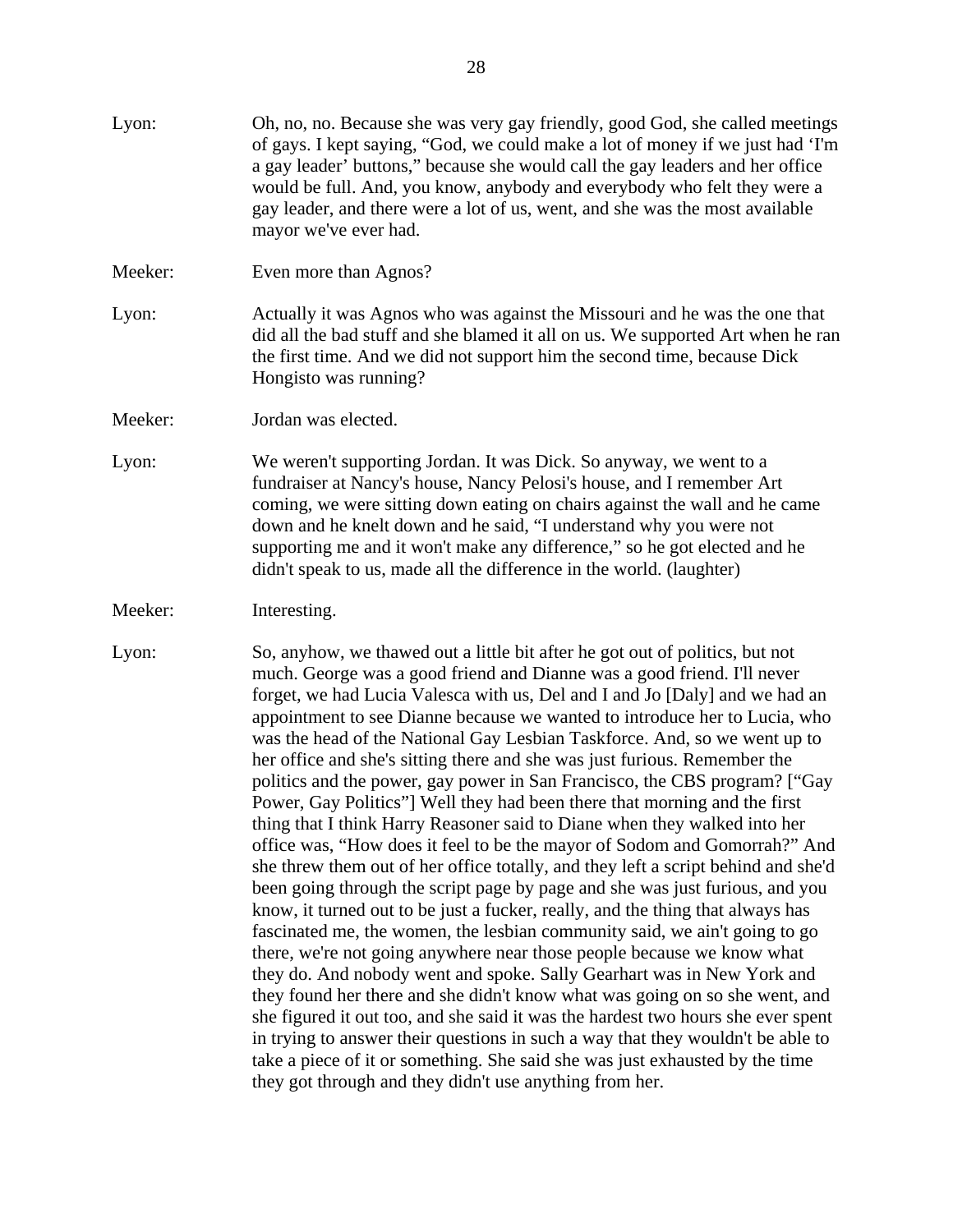Lyon: Oh, no, no. Because she was very gay friendly, good God, she called meetings of gays. I kept saying, "God, we could make a lot of money if we just had 'I'm a gay leader' buttons," because she would call the gay leaders and her office would be full. And, you know, anybody and everybody who felt they were a gay leader, and there were a lot of us, went, and she was the most available mayor we've ever had.

Meeker: Even more than Agnos?

Lyon: Actually it was Agnos who was against the Missouri and he was the one that did all the bad stuff and she blamed it all on us. We supported Art when he ran the first time. And we did not support him the second time, because Dick Hongisto was running?

Meeker: Jordan was elected.

Lyon: We weren't supporting Jordan. It was Dick. So anyway, we went to a fundraiser at Nancy's house, Nancy Pelosi's house, and I remember Art coming, we were sitting down eating on chairs against the wall and he came down and he knelt down and he said, "I understand why you were not supporting me and it won't make any difference," so he got elected and he didn't speak to us, made all the difference in the world. (laughter)

Meeker: Interesting.

Lyon: So, anyhow, we thawed out a little bit after he got out of politics, but not much. George was a good friend and Dianne was a good friend. I'll never forget, we had Lucia Valesca with us, Del and I and Jo [Daly] and we had an appointment to see Dianne because we wanted to introduce her to Lucia, who was the head of the National Gay Lesbian Taskforce. And, so we went up to her office and she's sitting there and she was just furious. Remember the politics and the power, gay power in San Francisco, the CBS program? ["Gay Power, Gay Politics"] Well they had been there that morning and the first thing that I think Harry Reasoner said to Diane when they walked into her office was, "How does it feel to be the mayor of Sodom and Gomorrah?" And she threw them out of her office totally, and they left a script behind and she'd been going through the script page by page and she was just furious, and you know, it turned out to be just a fucker, really, and the thing that always has fascinated me, the women, the lesbian community said, we ain't going to go there, we're not going anywhere near those people because we know what they do. And nobody went and spoke. Sally Gearhart was in New York and they found her there and she didn't know what was going on so she went, and she figured it out too, and she said it was the hardest two hours she ever spent in trying to answer their questions in such a way that they wouldn't be able to take a piece of it or something. She said she was just exhausted by the time they got through and they didn't use anything from her.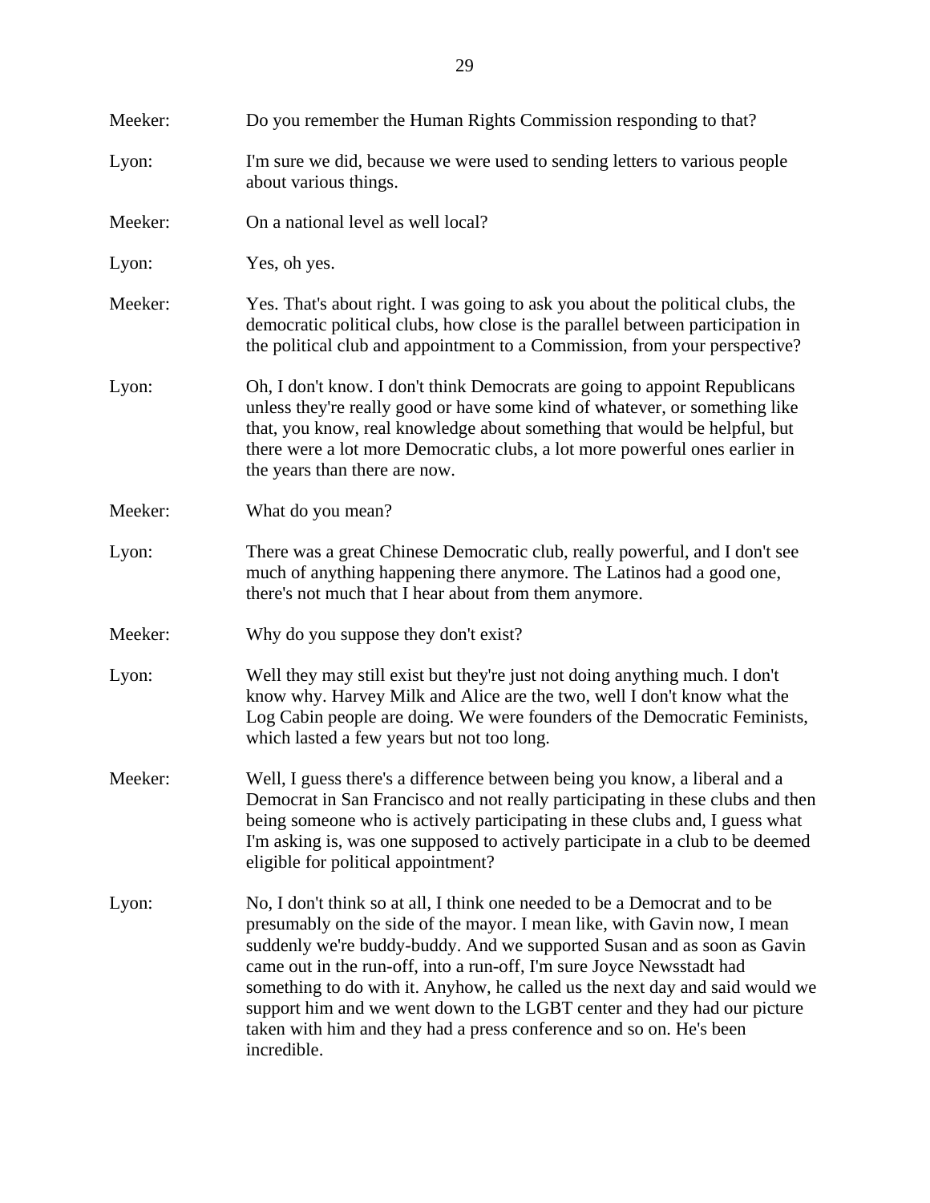Meeker: Do you remember the Human Rights Commission responding to that?

Lyon: I'm sure we did, because we were used to sending letters to various people about various things.

Meeker: On a national level as well local?

Lyon: Yes, oh yes.

Meeker: Yes. That's about right. I was going to ask you about the political clubs, the democratic political clubs, how close is the parallel between participation in the political club and appointment to a Commission, from your perspective?

Lyon: Oh, I don't know. I don't think Democrats are going to appoint Republicans unless they're really good or have some kind of whatever, or something like that, you know, real knowledge about something that would be helpful, but there were a lot more Democratic clubs, a lot more powerful ones earlier in the years than there are now.

Meeker: What do you mean?

Lyon: There was a great Chinese Democratic club, really powerful, and I don't see much of anything happening there anymore. The Latinos had a good one, there's not much that I hear about from them anymore.

Meeker: Why do you suppose they don't exist?

Lyon: Well they may still exist but they're just not doing anything much. I don't know why. Harvey Milk and Alice are the two, well I don't know what the Log Cabin people are doing. We were founders of the Democratic Feminists, which lasted a few years but not too long.

Meeker: Well, I guess there's a difference between being you know, a liberal and a Democrat in San Francisco and not really participating in these clubs and then being someone who is actively participating in these clubs and, I guess what I'm asking is, was one supposed to actively participate in a club to be deemed eligible for political appointment?

Lyon: No, I don't think so at all, I think one needed to be a Democrat and to be presumably on the side of the mayor. I mean like, with Gavin now, I mean suddenly we're buddy-buddy. And we supported Susan and as soon as Gavin came out in the run-off, into a run-off, I'm sure Joyce Newsstadt had something to do with it. Anyhow, he called us the next day and said would we support him and we went down to the LGBT center and they had our picture taken with him and they had a press conference and so on. He's been incredible.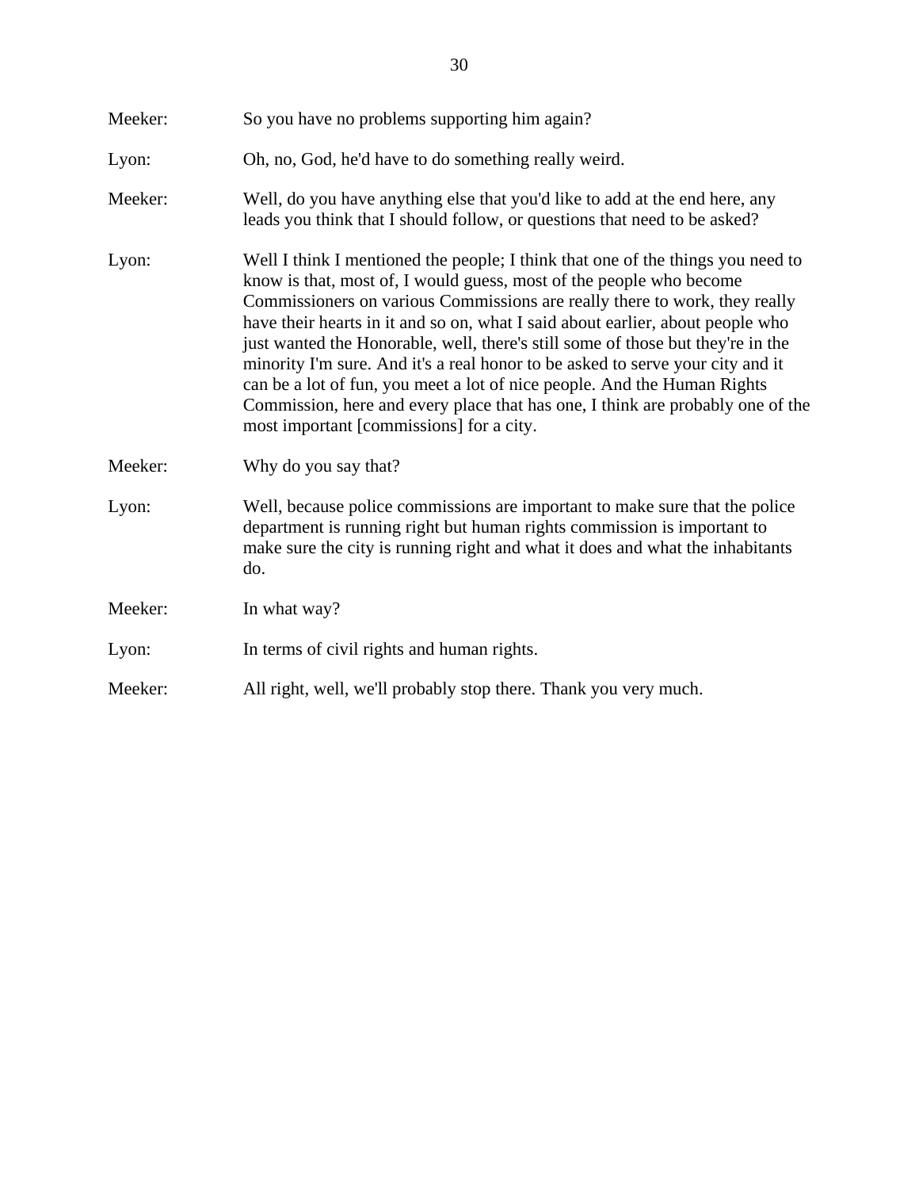Meeker: So you have no problems supporting him again?

Lyon: Oh, no, God, he'd have to do something really weird.

Meeker: Well, do you have anything else that you'd like to add at the end here, any leads you think that I should follow, or questions that need to be asked?

Lyon: Well I think I mentioned the people; I think that one of the things you need to know is that, most of, I would guess, most of the people who become Commissioners on various Commissions are really there to work, they really have their hearts in it and so on, what I said about earlier, about people who just wanted the Honorable, well, there's still some of those but they're in the minority I'm sure. And it's a real honor to be asked to serve your city and it can be a lot of fun, you meet a lot of nice people. And the Human Rights Commission, here and every place that has one, I think are probably one of the most important [commissions] for a city.

Meeker: Why do you say that?

Lyon: Well, because police commissions are important to make sure that the police department is running right but human rights commission is important to make sure the city is running right and what it does and what the inhabitants do.

Meeker: In what way?

Lyon: In terms of civil rights and human rights.

Meeker: All right, well, we'll probably stop there. Thank you very much.